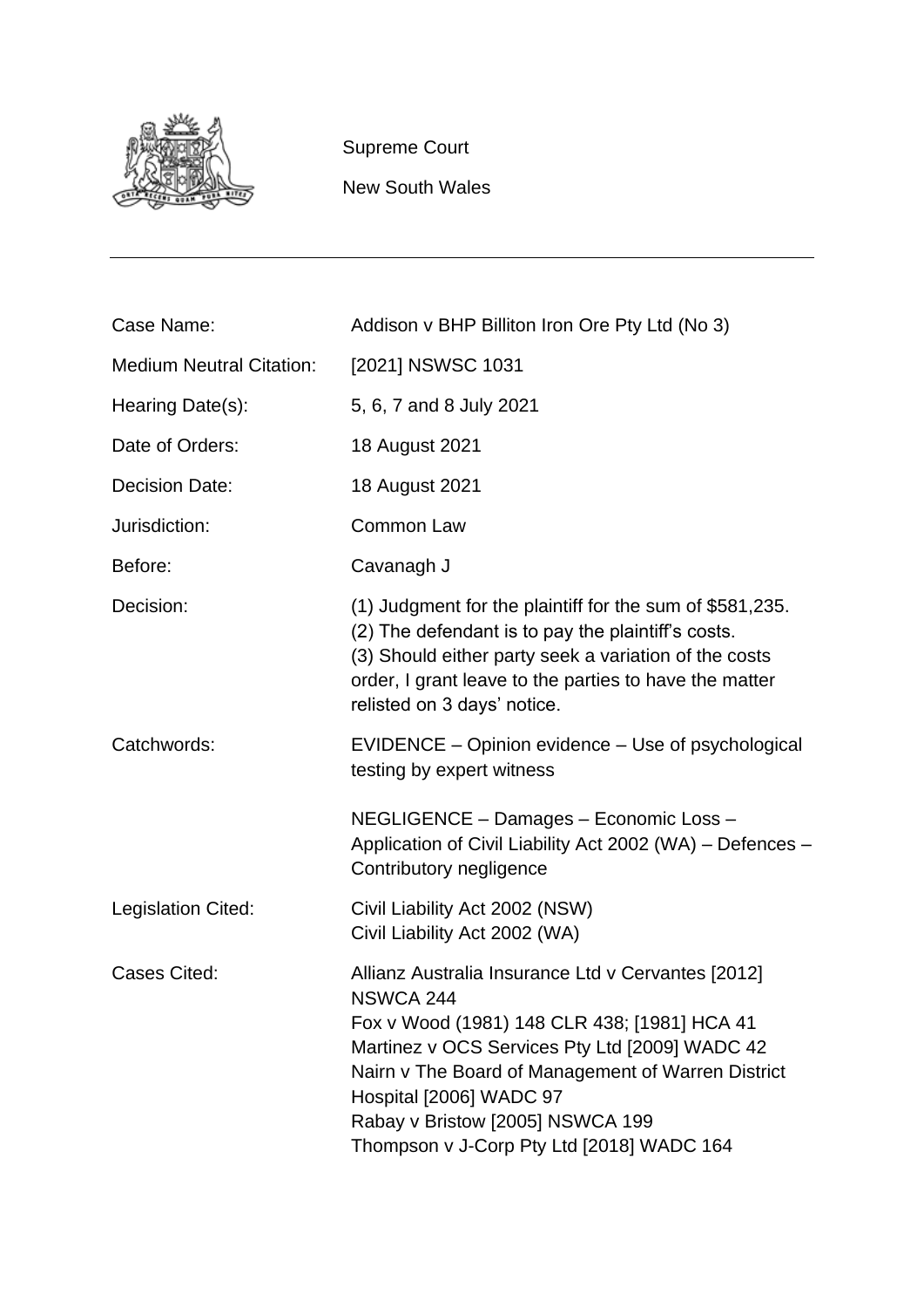Supreme Court

New South Wales

---

| | |
|---|---|
| Case Name: | Addison v BHP Billiton Iron Ore Pty Ltd (No 3) |
| Medium Neutral Citation: | [2021] NSWSC 1031 |
| Hearing Date(s): | 5, 6, 7 and 8 July 2021 |
| Date of Orders: | 18 August 2021 |
| Decision Date: | 18 August 2021 |
| Jurisdiction: | Common Law |
| Before: | Cavanagh J |
| Decision: | (1) Judgment for the plaintiff for the sum of $581,235.<br>(2) The defendant is to pay the plaintiff's costs.<br>(3) Should either party seek a variation of the costs order, I grant leave to the parties to have the matter relisted on 3 days' notice. |
| Catchwords: | EVIDENCE – Opinion evidence – Use of psychological testing by expert witness<br><br>NEGLIGENCE – Damages – Economic Loss – Application of Civil Liability Act 2002 (WA) – Defences – Contributory negligence |
| Legislation Cited: | Civil Liability Act 2002 (NSW)<br>Civil Liability Act 2002 (WA) |
| Cases Cited: | Allianz Australia Insurance Ltd v Cervantes [2012] NSWCA 244<br>Fox v Wood (1981) 148 CLR 438; [1981] HCA 41<br>Martinez v OCS Services Pty Ltd [2009] WADC 42<br>Nairn v The Board of Management of Warren District Hospital [2006] WADC 97<br>Rabay v Bristow [2005] NSWCA 199<br>Thompson v J-Corp Pty Ltd [2018] WADC 164 |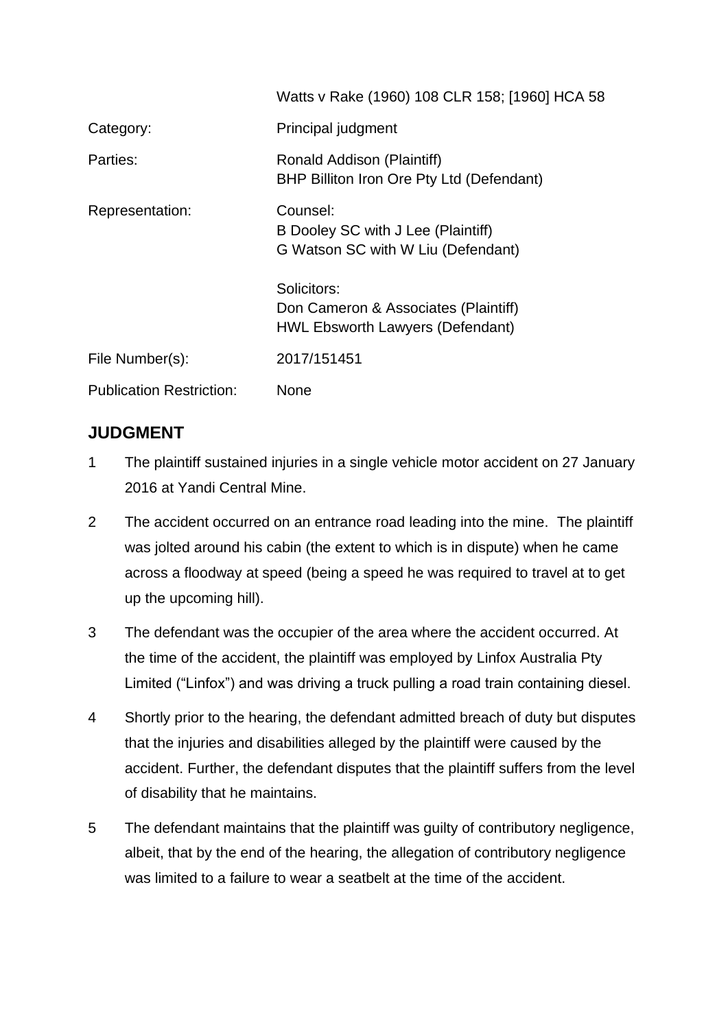| | |
|---|---|
| | Watts v Rake (1960) 108 CLR 158; [1960] HCA 58 |
| Category: | Principal judgment |
| Parties: | Ronald Addison (Plaintiff)<br>BHP Billiton Iron Ore Pty Ltd (Defendant) |
| Representation: | Counsel:<br>B Dooley SC with J Lee (Plaintiff)<br>G Watson SC with W Liu (Defendant)<br><br>Solicitors:<br>Don Cameron & Associates (Plaintiff)<br>HWL Ebsworth Lawyers (Defendant) |
| File Number(s): | 2017/151451 |
| Publication Restriction: | None |

## JUDGMENT

1 The plaintiff sustained injuries in a single vehicle motor accident on 27 January 2016 at Yandi Central Mine.

2 The accident occurred on an entrance road leading into the mine. The plaintiff was jolted around his cabin (the extent to which is in dispute) when he came across a floodway at speed (being a speed he was required to travel at to get up the upcoming hill).

3 The defendant was the occupier of the area where the accident occurred. At the time of the accident, the plaintiff was employed by Linfox Australia Pty Limited ("Linfox") and was driving a truck pulling a road train containing diesel.

4 Shortly prior to the hearing, the defendant admitted breach of duty but disputes that the injuries and disabilities alleged by the plaintiff were caused by the accident. Further, the defendant disputes that the plaintiff suffers from the level of disability that he maintains.

5 The defendant maintains that the plaintiff was guilty of contributory negligence, albeit, that by the end of the hearing, the allegation of contributory negligence was limited to a failure to wear a seatbelt at the time of the accident.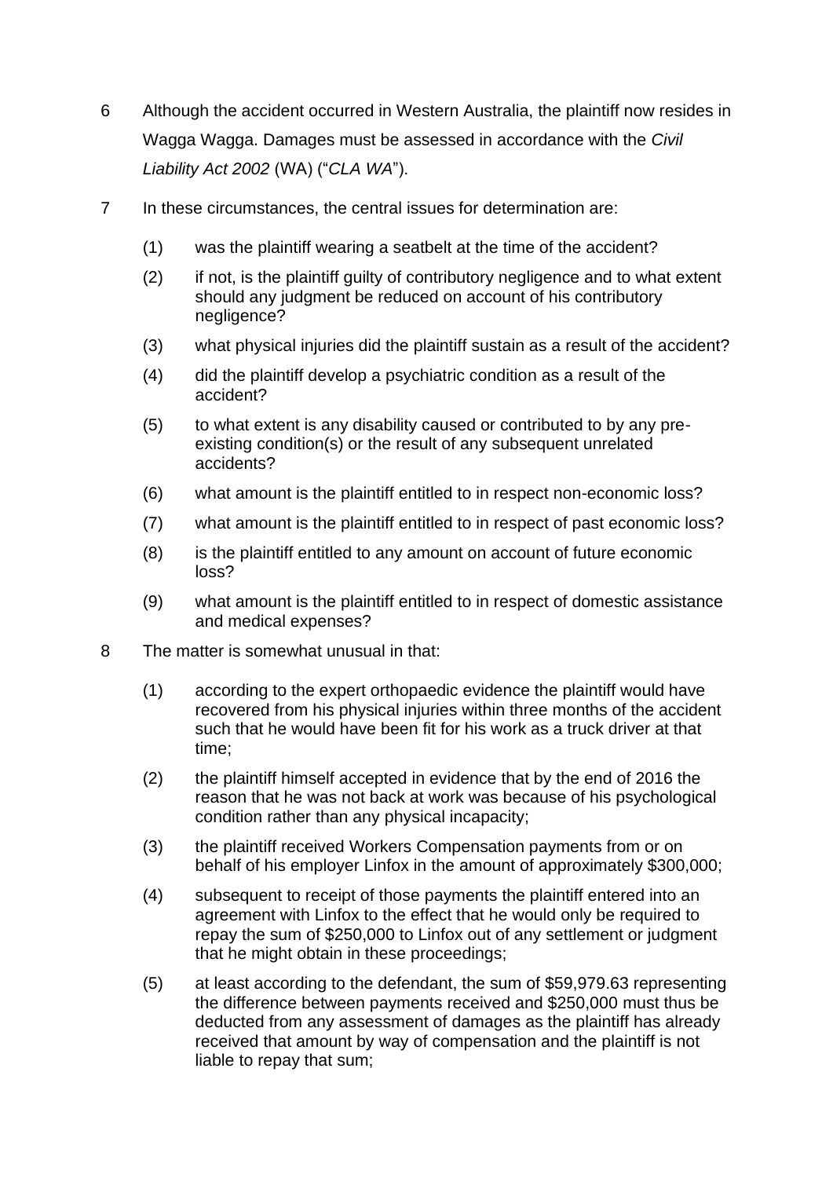6 Although the accident occurred in Western Australia, the plaintiff now resides in Wagga Wagga. Damages must be assessed in accordance with the *Civil Liability Act 2002* (WA) ("*CLA WA*").

7 In these circumstances, the central issues for determination are:

(1) was the plaintiff wearing a seatbelt at the time of the accident?

(2) if not, is the plaintiff guilty of contributory negligence and to what extent should any judgment be reduced on account of his contributory negligence?

(3) what physical injuries did the plaintiff sustain as a result of the accident?

(4) did the plaintiff develop a psychiatric condition as a result of the accident?

(5) to what extent is any disability caused or contributed to by any pre-existing condition(s) or the result of any subsequent unrelated accidents?

(6) what amount is the plaintiff entitled to in respect non-economic loss?

(7) what amount is the plaintiff entitled to in respect of past economic loss?

(8) is the plaintiff entitled to any amount on account of future economic loss?

(9) what amount is the plaintiff entitled to in respect of domestic assistance and medical expenses?

8 The matter is somewhat unusual in that:

(1) according to the expert orthopaedic evidence the plaintiff would have recovered from his physical injuries within three months of the accident such that he would have been fit for his work as a truck driver at that time;

(2) the plaintiff himself accepted in evidence that by the end of 2016 the reason that he was not back at work was because of his psychological condition rather than any physical incapacity;

(3) the plaintiff received Workers Compensation payments from or on behalf of his employer Linfox in the amount of approximately $300,000;

(4) subsequent to receipt of those payments the plaintiff entered into an agreement with Linfox to the effect that he would only be required to repay the sum of $250,000 to Linfox out of any settlement or judgment that he might obtain in these proceedings;

(5) at least according to the defendant, the sum of $59,979.63 representing the difference between payments received and $250,000 must thus be deducted from any assessment of damages as the plaintiff has already received that amount by way of compensation and the plaintiff is not liable to repay that sum;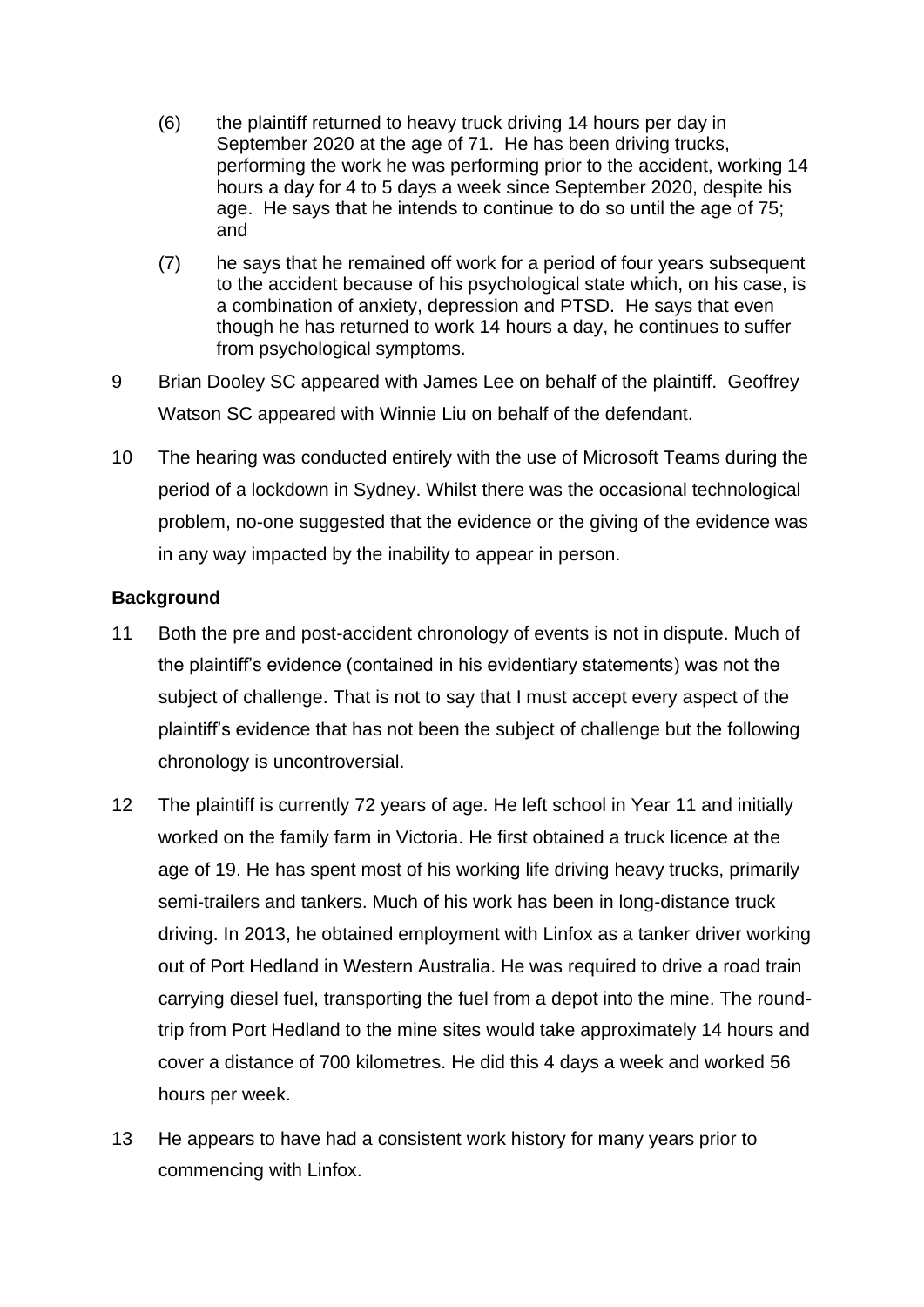(6) the plaintiff returned to heavy truck driving 14 hours per day in September 2020 at the age of 71. He has been driving trucks, performing the work he was performing prior to the accident, working 14 hours a day for 4 to 5 days a week since September 2020, despite his age. He says that he intends to continue to do so until the age of 75; and

(7) he says that he remained off work for a period of four years subsequent to the accident because of his psychological state which, on his case, is a combination of anxiety, depression and PTSD. He says that even though he has returned to work 14 hours a day, he continues to suffer from psychological symptoms.

9 Brian Dooley SC appeared with James Lee on behalf of the plaintiff. Geoffrey Watson SC appeared with Winnie Liu on behalf of the defendant.

10 The hearing was conducted entirely with the use of Microsoft Teams during the period of a lockdown in Sydney. Whilst there was the occasional technological problem, no-one suggested that the evidence or the giving of the evidence was in any way impacted by the inability to appear in person.

**Background**

11 Both the pre and post-accident chronology of events is not in dispute. Much of the plaintiff's evidence (contained in his evidentiary statements) was not the subject of challenge. That is not to say that I must accept every aspect of the plaintiff's evidence that has not been the subject of challenge but the following chronology is uncontroversial.

12 The plaintiff is currently 72 years of age. He left school in Year 11 and initially worked on the family farm in Victoria. He first obtained a truck licence at the age of 19. He has spent most of his working life driving heavy trucks, primarily semi-trailers and tankers. Much of his work has been in long-distance truck driving. In 2013, he obtained employment with Linfox as a tanker driver working out of Port Hedland in Western Australia. He was required to drive a road train carrying diesel fuel, transporting the fuel from a depot into the mine. The round-trip from Port Hedland to the mine sites would take approximately 14 hours and cover a distance of 700 kilometres. He did this 4 days a week and worked 56 hours per week.

13 He appears to have had a consistent work history for many years prior to commencing with Linfox.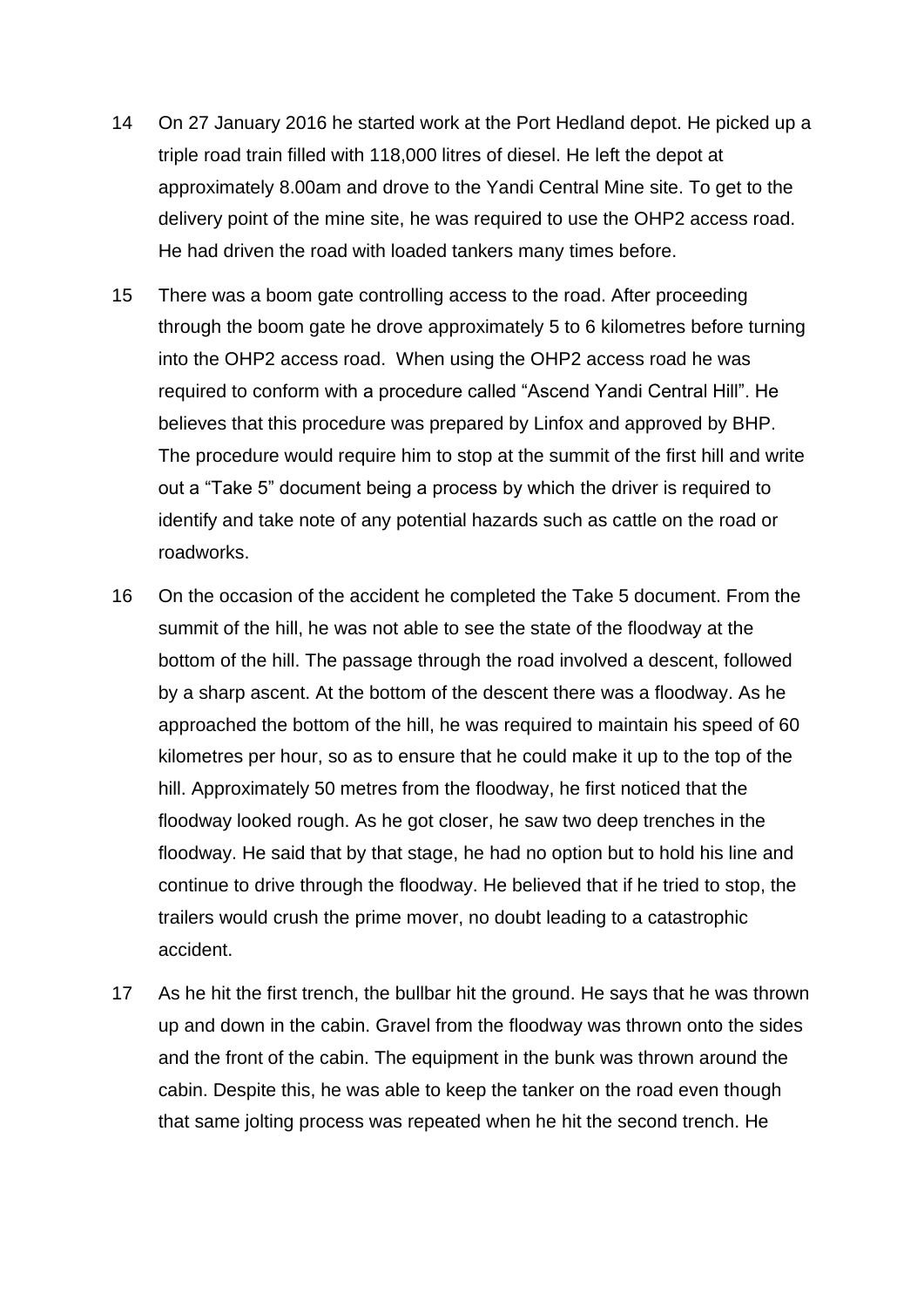14 On 27 January 2016 he started work at the Port Hedland depot. He picked up a triple road train filled with 118,000 litres of diesel. He left the depot at approximately 8.00am and drove to the Yandi Central Mine site. To get to the delivery point of the mine site, he was required to use the OHP2 access road. He had driven the road with loaded tankers many times before.

15 There was a boom gate controlling access to the road. After proceeding through the boom gate he drove approximately 5 to 6 kilometres before turning into the OHP2 access road. When using the OHP2 access road he was required to conform with a procedure called "Ascend Yandi Central Hill". He believes that this procedure was prepared by Linfox and approved by BHP. The procedure would require him to stop at the summit of the first hill and write out a "Take 5" document being a process by which the driver is required to identify and take note of any potential hazards such as cattle on the road or roadworks.

16 On the occasion of the accident he completed the Take 5 document. From the summit of the hill, he was not able to see the state of the floodway at the bottom of the hill. The passage through the road involved a descent, followed by a sharp ascent. At the bottom of the descent there was a floodway. As he approached the bottom of the hill, he was required to maintain his speed of 60 kilometres per hour, so as to ensure that he could make it up to the top of the hill. Approximately 50 metres from the floodway, he first noticed that the floodway looked rough. As he got closer, he saw two deep trenches in the floodway. He said that by that stage, he had no option but to hold his line and continue to drive through the floodway. He believed that if he tried to stop, the trailers would crush the prime mover, no doubt leading to a catastrophic accident.

17 As he hit the first trench, the bullbar hit the ground. He says that he was thrown up and down in the cabin. Gravel from the floodway was thrown onto the sides and the front of the cabin. The equipment in the bunk was thrown around the cabin. Despite this, he was able to keep the tanker on the road even though that same jolting process was repeated when he hit the second trench. He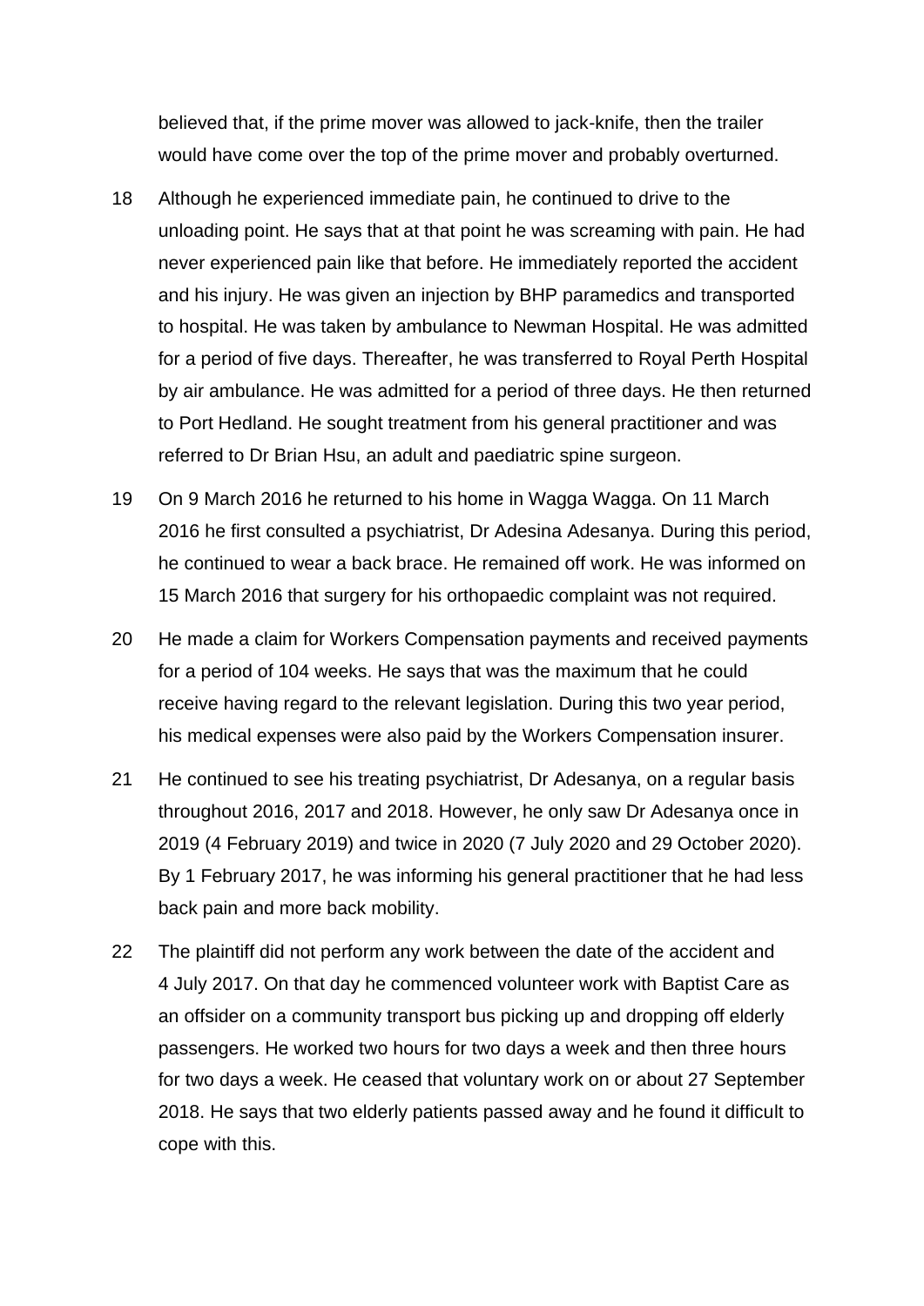believed that, if the prime mover was allowed to jack-knife, then the trailer would have come over the top of the prime mover and probably overturned.

18 Although he experienced immediate pain, he continued to drive to the unloading point. He says that at that point he was screaming with pain. He had never experienced pain like that before. He immediately reported the accident and his injury. He was given an injection by BHP paramedics and transported to hospital. He was taken by ambulance to Newman Hospital. He was admitted for a period of five days. Thereafter, he was transferred to Royal Perth Hospital by air ambulance. He was admitted for a period of three days. He then returned to Port Hedland. He sought treatment from his general practitioner and was referred to Dr Brian Hsu, an adult and paediatric spine surgeon.

19 On 9 March 2016 he returned to his home in Wagga Wagga. On 11 March 2016 he first consulted a psychiatrist, Dr Adesina Adesanya. During this period, he continued to wear a back brace. He remained off work. He was informed on 15 March 2016 that surgery for his orthopaedic complaint was not required.

20 He made a claim for Workers Compensation payments and received payments for a period of 104 weeks. He says that was the maximum that he could receive having regard to the relevant legislation. During this two year period, his medical expenses were also paid by the Workers Compensation insurer.

21 He continued to see his treating psychiatrist, Dr Adesanya, on a regular basis throughout 2016, 2017 and 2018. However, he only saw Dr Adesanya once in 2019 (4 February 2019) and twice in 2020 (7 July 2020 and 29 October 2020). By 1 February 2017, he was informing his general practitioner that he had less back pain and more back mobility.

22 The plaintiff did not perform any work between the date of the accident and 4 July 2017. On that day he commenced volunteer work with Baptist Care as an offsider on a community transport bus picking up and dropping off elderly passengers. He worked two hours for two days a week and then three hours for two days a week. He ceased that voluntary work on or about 27 September 2018. He says that two elderly patients passed away and he found it difficult to cope with this.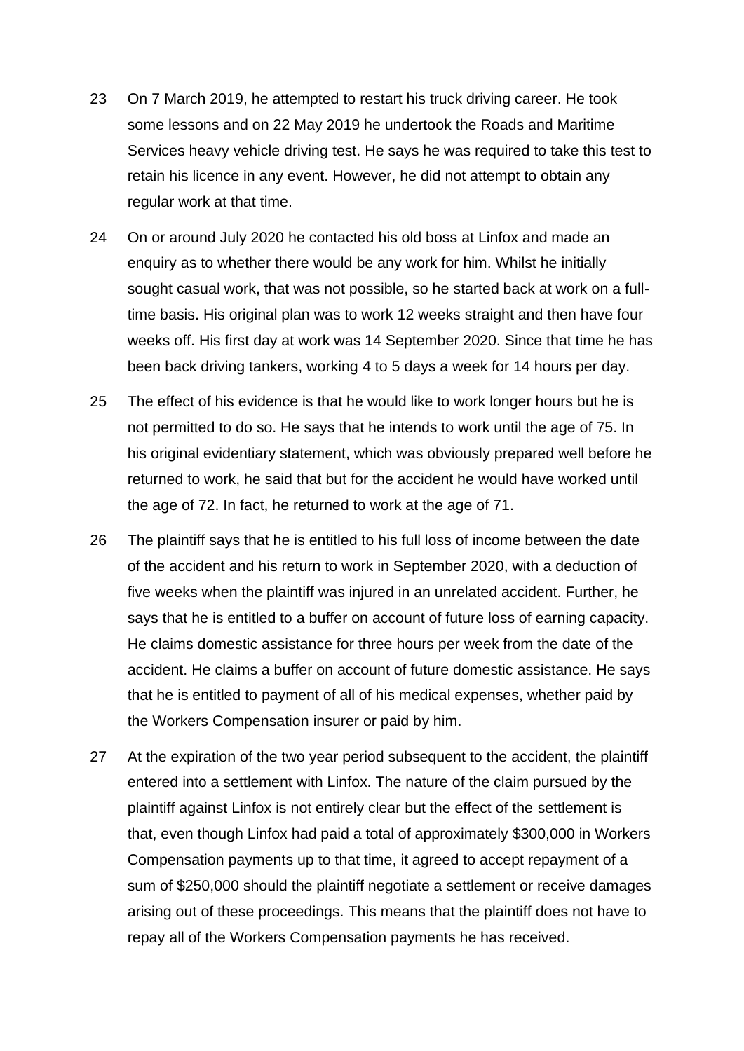23 On 7 March 2019, he attempted to restart his truck driving career. He took some lessons and on 22 May 2019 he undertook the Roads and Maritime Services heavy vehicle driving test. He says he was required to take this test to retain his licence in any event. However, he did not attempt to obtain any regular work at that time.

24 On or around July 2020 he contacted his old boss at Linfox and made an enquiry as to whether there would be any work for him. Whilst he initially sought casual work, that was not possible, so he started back at work on a full-time basis. His original plan was to work 12 weeks straight and then have four weeks off. His first day at work was 14 September 2020. Since that time he has been back driving tankers, working 4 to 5 days a week for 14 hours per day.

25 The effect of his evidence is that he would like to work longer hours but he is not permitted to do so. He says that he intends to work until the age of 75. In his original evidentiary statement, which was obviously prepared well before he returned to work, he said that but for the accident he would have worked until the age of 72. In fact, he returned to work at the age of 71.

26 The plaintiff says that he is entitled to his full loss of income between the date of the accident and his return to work in September 2020, with a deduction of five weeks when the plaintiff was injured in an unrelated accident. Further, he says that he is entitled to a buffer on account of future loss of earning capacity. He claims domestic assistance for three hours per week from the date of the accident. He claims a buffer on account of future domestic assistance. He says that he is entitled to payment of all of his medical expenses, whether paid by the Workers Compensation insurer or paid by him.

27 At the expiration of the two year period subsequent to the accident, the plaintiff entered into a settlement with Linfox. The nature of the claim pursued by the plaintiff against Linfox is not entirely clear but the effect of the settlement is that, even though Linfox had paid a total of approximately $300,000 in Workers Compensation payments up to that time, it agreed to accept repayment of a sum of $250,000 should the plaintiff negotiate a settlement or receive damages arising out of these proceedings. This means that the plaintiff does not have to repay all of the Workers Compensation payments he has received.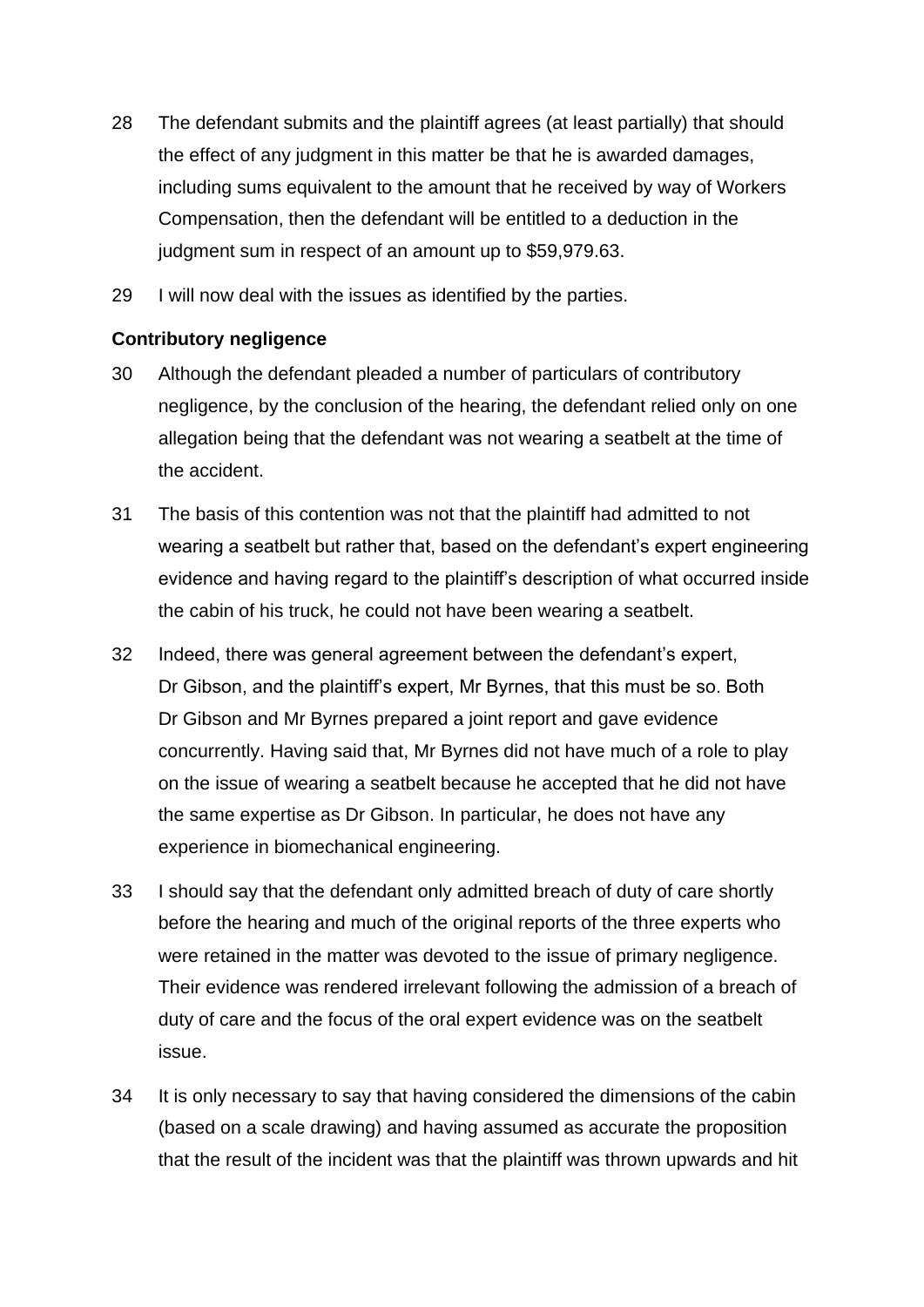28 The defendant submits and the plaintiff agrees (at least partially) that should the effect of any judgment in this matter be that he is awarded damages, including sums equivalent to the amount that he received by way of Workers Compensation, then the defendant will be entitled to a deduction in the judgment sum in respect of an amount up to $59,979.63.

29 I will now deal with the issues as identified by the parties.

**Contributory negligence**

30 Although the defendant pleaded a number of particulars of contributory negligence, by the conclusion of the hearing, the defendant relied only on one allegation being that the defendant was not wearing a seatbelt at the time of the accident.

31 The basis of this contention was not that the plaintiff had admitted to not wearing a seatbelt but rather that, based on the defendant's expert engineering evidence and having regard to the plaintiff's description of what occurred inside the cabin of his truck, he could not have been wearing a seatbelt.

32 Indeed, there was general agreement between the defendant's expert, Dr Gibson, and the plaintiff's expert, Mr Byrnes, that this must be so. Both Dr Gibson and Mr Byrnes prepared a joint report and gave evidence concurrently. Having said that, Mr Byrnes did not have much of a role to play on the issue of wearing a seatbelt because he accepted that he did not have the same expertise as Dr Gibson. In particular, he does not have any experience in biomechanical engineering.

33 I should say that the defendant only admitted breach of duty of care shortly before the hearing and much of the original reports of the three experts who were retained in the matter was devoted to the issue of primary negligence. Their evidence was rendered irrelevant following the admission of a breach of duty of care and the focus of the oral expert evidence was on the seatbelt issue.

34 It is only necessary to say that having considered the dimensions of the cabin (based on a scale drawing) and having assumed as accurate the proposition that the result of the incident was that the plaintiff was thrown upwards and hit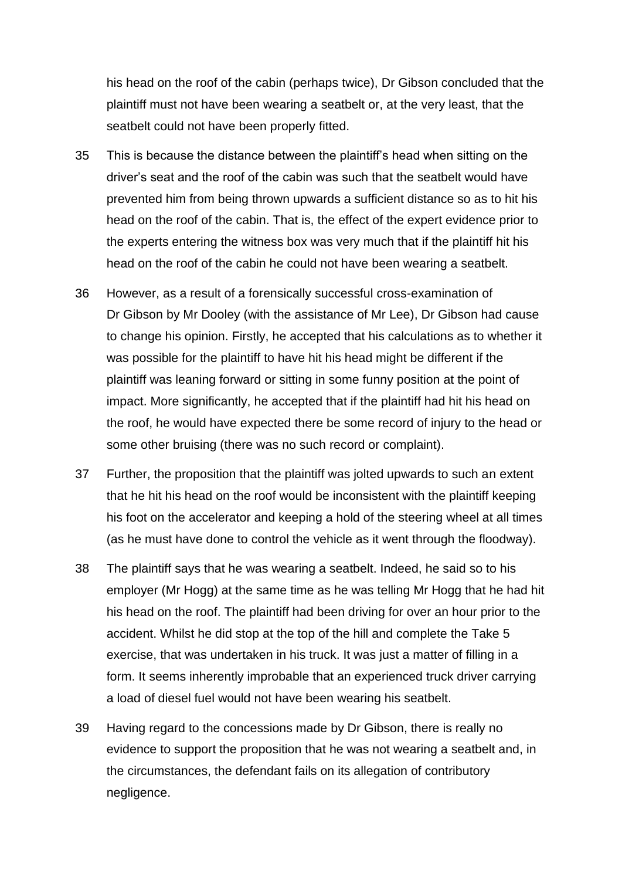his head on the roof of the cabin (perhaps twice), Dr Gibson concluded that the plaintiff must not have been wearing a seatbelt or, at the very least, that the seatbelt could not have been properly fitted.

35 This is because the distance between the plaintiff's head when sitting on the driver's seat and the roof of the cabin was such that the seatbelt would have prevented him from being thrown upwards a sufficient distance so as to hit his head on the roof of the cabin. That is, the effect of the expert evidence prior to the experts entering the witness box was very much that if the plaintiff hit his head on the roof of the cabin he could not have been wearing a seatbelt.

36 However, as a result of a forensically successful cross-examination of Dr Gibson by Mr Dooley (with the assistance of Mr Lee), Dr Gibson had cause to change his opinion. Firstly, he accepted that his calculations as to whether it was possible for the plaintiff to have hit his head might be different if the plaintiff was leaning forward or sitting in some funny position at the point of impact. More significantly, he accepted that if the plaintiff had hit his head on the roof, he would have expected there be some record of injury to the head or some other bruising (there was no such record or complaint).

37 Further, the proposition that the plaintiff was jolted upwards to such an extent that he hit his head on the roof would be inconsistent with the plaintiff keeping his foot on the accelerator and keeping a hold of the steering wheel at all times (as he must have done to control the vehicle as it went through the floodway).

38 The plaintiff says that he was wearing a seatbelt. Indeed, he said so to his employer (Mr Hogg) at the same time as he was telling Mr Hogg that he had hit his head on the roof. The plaintiff had been driving for over an hour prior to the accident. Whilst he did stop at the top of the hill and complete the Take 5 exercise, that was undertaken in his truck. It was just a matter of filling in a form. It seems inherently improbable that an experienced truck driver carrying a load of diesel fuel would not have been wearing his seatbelt.

39 Having regard to the concessions made by Dr Gibson, there is really no evidence to support the proposition that he was not wearing a seatbelt and, in the circumstances, the defendant fails on its allegation of contributory negligence.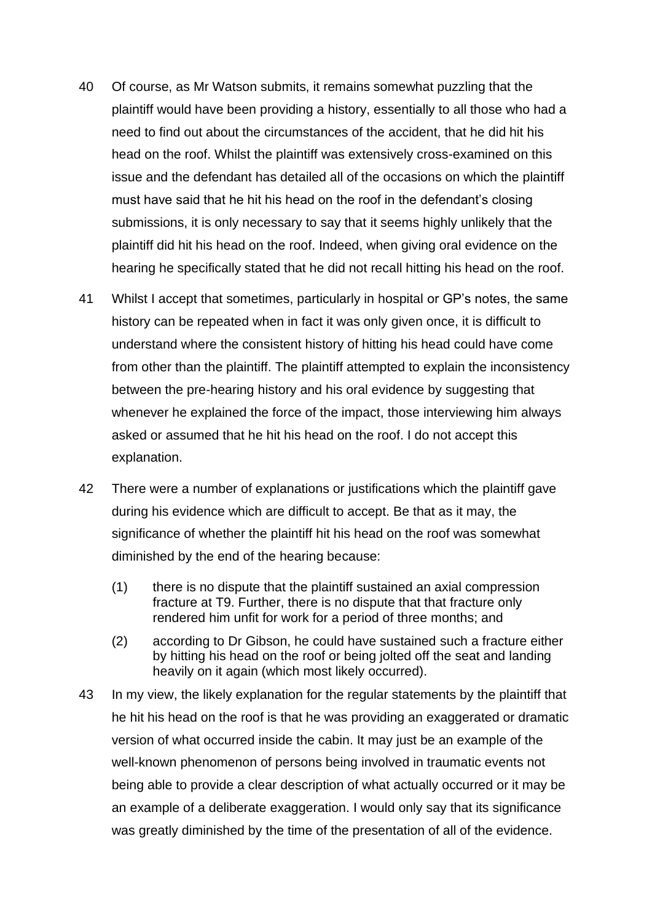40 Of course, as Mr Watson submits, it remains somewhat puzzling that the plaintiff would have been providing a history, essentially to all those who had a need to find out about the circumstances of the accident, that he did hit his head on the roof. Whilst the plaintiff was extensively cross-examined on this issue and the defendant has detailed all of the occasions on which the plaintiff must have said that he hit his head on the roof in the defendant's closing submissions, it is only necessary to say that it seems highly unlikely that the plaintiff did hit his head on the roof. Indeed, when giving oral evidence on the hearing he specifically stated that he did not recall hitting his head on the roof.

41 Whilst I accept that sometimes, particularly in hospital or GP's notes, the same history can be repeated when in fact it was only given once, it is difficult to understand where the consistent history of hitting his head could have come from other than the plaintiff. The plaintiff attempted to explain the inconsistency between the pre-hearing history and his oral evidence by suggesting that whenever he explained the force of the impact, those interviewing him always asked or assumed that he hit his head on the roof. I do not accept this explanation.

42 There were a number of explanations or justifications which the plaintiff gave during his evidence which are difficult to accept. Be that as it may, the significance of whether the plaintiff hit his head on the roof was somewhat diminished by the end of the hearing because:

(1) there is no dispute that the plaintiff sustained an axial compression fracture at T9. Further, there is no dispute that that fracture only rendered him unfit for work for a period of three months; and

(2) according to Dr Gibson, he could have sustained such a fracture either by hitting his head on the roof or being jolted off the seat and landing heavily on it again (which most likely occurred).

43 In my view, the likely explanation for the regular statements by the plaintiff that he hit his head on the roof is that he was providing an exaggerated or dramatic version of what occurred inside the cabin. It may just be an example of the well-known phenomenon of persons being involved in traumatic events not being able to provide a clear description of what actually occurred or it may be an example of a deliberate exaggeration. I would only say that its significance was greatly diminished by the time of the presentation of all of the evidence.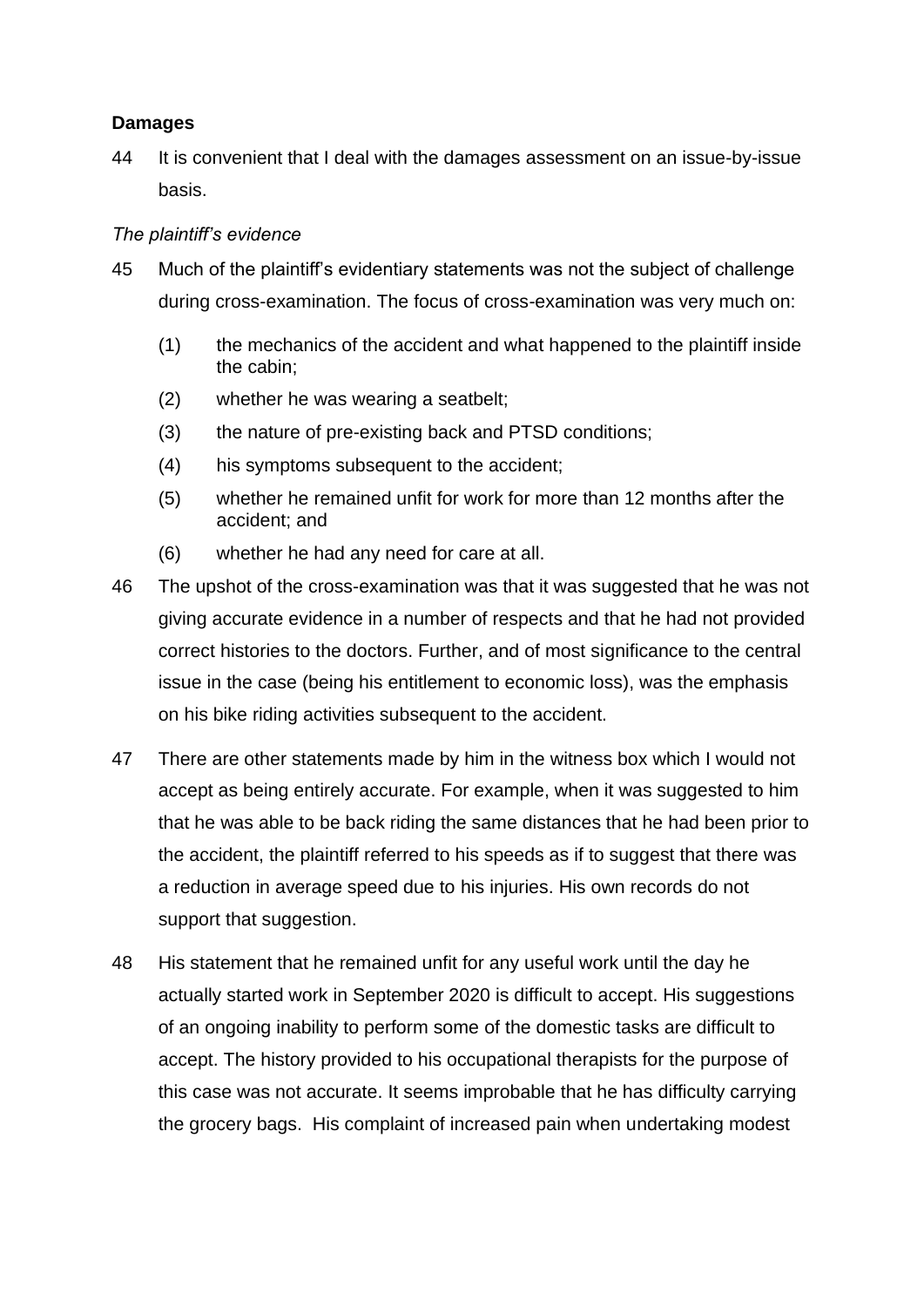### Damages

44 It is convenient that I deal with the damages assessment on an issue-by-issue basis.

*The plaintiff's evidence*

45 Much of the plaintiff's evidentiary statements was not the subject of challenge during cross-examination. The focus of cross-examination was very much on:

(1) the mechanics of the accident and what happened to the plaintiff inside the cabin;

(2) whether he was wearing a seatbelt;

(3) the nature of pre-existing back and PTSD conditions;

(4) his symptoms subsequent to the accident;

(5) whether he remained unfit for work for more than 12 months after the accident; and

(6) whether he had any need for care at all.

46 The upshot of the cross-examination was that it was suggested that he was not giving accurate evidence in a number of respects and that he had not provided correct histories to the doctors. Further, and of most significance to the central issue in the case (being his entitlement to economic loss), was the emphasis on his bike riding activities subsequent to the accident.

47 There are other statements made by him in the witness box which I would not accept as being entirely accurate. For example, when it was suggested to him that he was able to be back riding the same distances that he had been prior to the accident, the plaintiff referred to his speeds as if to suggest that there was a reduction in average speed due to his injuries. His own records do not support that suggestion.

48 His statement that he remained unfit for any useful work until the day he actually started work in September 2020 is difficult to accept. His suggestions of an ongoing inability to perform some of the domestic tasks are difficult to accept. The history provided to his occupational therapists for the purpose of this case was not accurate. It seems improbable that he has difficulty carrying the grocery bags. His complaint of increased pain when undertaking modest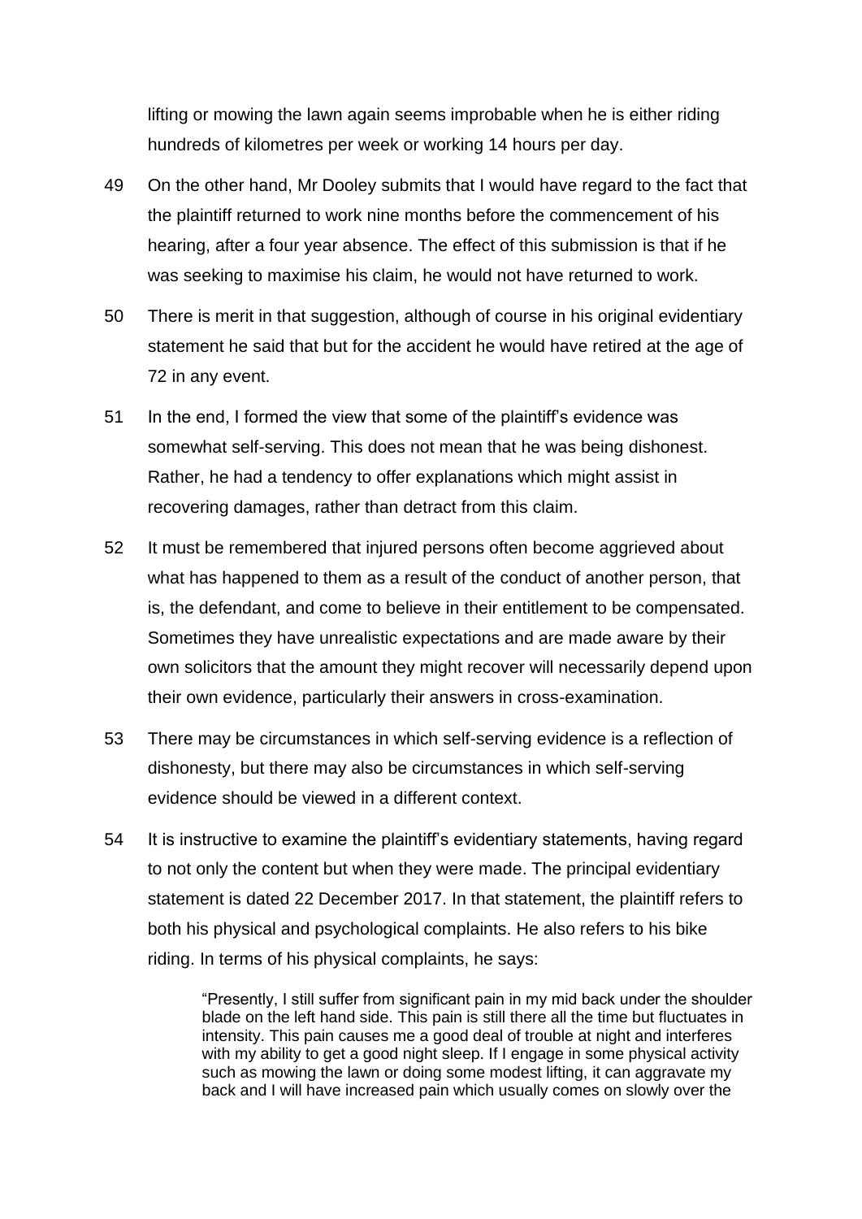lifting or mowing the lawn again seems improbable when he is either riding hundreds of kilometres per week or working 14 hours per day.

49 On the other hand, Mr Dooley submits that I would have regard to the fact that the plaintiff returned to work nine months before the commencement of his hearing, after a four year absence. The effect of this submission is that if he was seeking to maximise his claim, he would not have returned to work.

50 There is merit in that suggestion, although of course in his original evidentiary statement he said that but for the accident he would have retired at the age of 72 in any event.

51 In the end, I formed the view that some of the plaintiff's evidence was somewhat self-serving. This does not mean that he was being dishonest. Rather, he had a tendency to offer explanations which might assist in recovering damages, rather than detract from this claim.

52 It must be remembered that injured persons often become aggrieved about what has happened to them as a result of the conduct of another person, that is, the defendant, and come to believe in their entitlement to be compensated. Sometimes they have unrealistic expectations and are made aware by their own solicitors that the amount they might recover will necessarily depend upon their own evidence, particularly their answers in cross-examination.

53 There may be circumstances in which self-serving evidence is a reflection of dishonesty, but there may also be circumstances in which self-serving evidence should be viewed in a different context.

54 It is instructive to examine the plaintiff's evidentiary statements, having regard to not only the content but when they were made. The principal evidentiary statement is dated 22 December 2017. In that statement, the plaintiff refers to both his physical and psychological complaints. He also refers to his bike riding. In terms of his physical complaints, he says:

> "Presently, I still suffer from significant pain in my mid back under the shoulder blade on the left hand side. This pain is still there all the time but fluctuates in intensity. This pain causes me a good deal of trouble at night and interferes with my ability to get a good night sleep. If I engage in some physical activity such as mowing the lawn or doing some modest lifting, it can aggravate my back and I will have increased pain which usually comes on slowly over the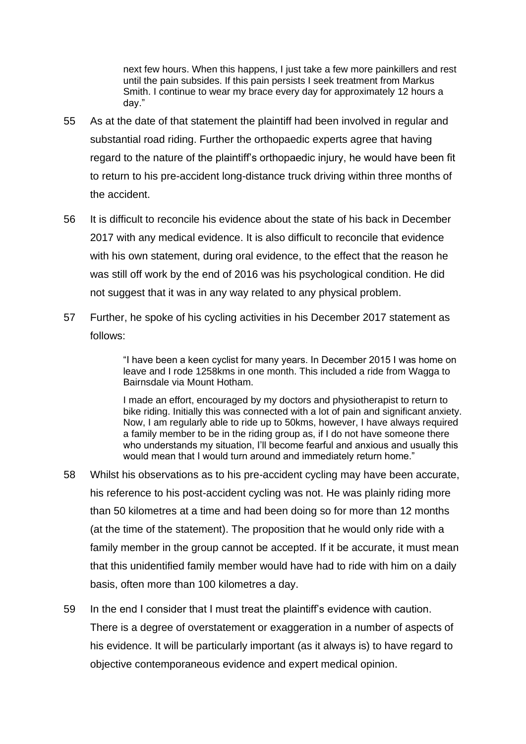> next few hours. When this happens, I just take a few more painkillers and rest until the pain subsides. If this pain persists I seek treatment from Markus Smith. I continue to wear my brace every day for approximately 12 hours a day."

55 As at the date of that statement the plaintiff had been involved in regular and substantial road riding. Further the orthopaedic experts agree that having regard to the nature of the plaintiff's orthopaedic injury, he would have been fit to return to his pre-accident long-distance truck driving within three months of the accident.

56 It is difficult to reconcile his evidence about the state of his back in December 2017 with any medical evidence. It is also difficult to reconcile that evidence with his own statement, during oral evidence, to the effect that the reason he was still off work by the end of 2016 was his psychological condition. He did not suggest that it was in any way related to any physical problem.

57 Further, he spoke of his cycling activities in his December 2017 statement as follows:

> "I have been a keen cyclist for many years. In December 2015 I was home on leave and I rode 1258kms in one month. This included a ride from Wagga to Bairnsdale via Mount Hotham.
>
> I made an effort, encouraged by my doctors and physiotherapist to return to bike riding. Initially this was connected with a lot of pain and significant anxiety. Now, I am regularly able to ride up to 50kms, however, I have always required a family member to be in the riding group as, if I do not have someone there who understands my situation, I'll become fearful and anxious and usually this would mean that I would turn around and immediately return home."

58 Whilst his observations as to his pre-accident cycling may have been accurate, his reference to his post-accident cycling was not. He was plainly riding more than 50 kilometres at a time and had been doing so for more than 12 months (at the time of the statement). The proposition that he would only ride with a family member in the group cannot be accepted. If it be accurate, it must mean that this unidentified family member would have had to ride with him on a daily basis, often more than 100 kilometres a day.

59 In the end I consider that I must treat the plaintiff's evidence with caution. There is a degree of overstatement or exaggeration in a number of aspects of his evidence. It will be particularly important (as it always is) to have regard to objective contemporaneous evidence and expert medical opinion.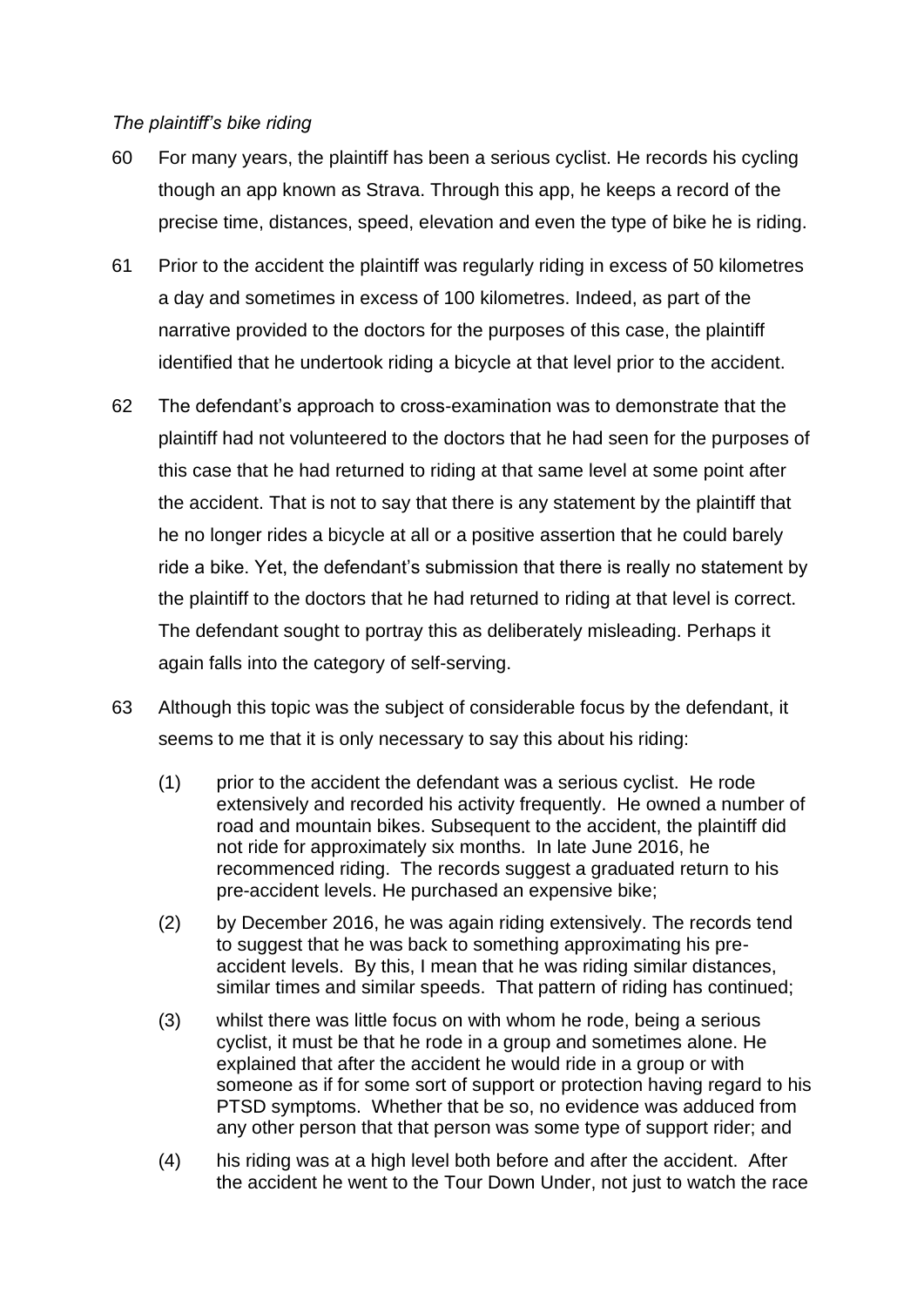*The plaintiff's bike riding*

60 For many years, the plaintiff has been a serious cyclist. He records his cycling though an app known as Strava. Through this app, he keeps a record of the precise time, distances, speed, elevation and even the type of bike he is riding.

61 Prior to the accident the plaintiff was regularly riding in excess of 50 kilometres a day and sometimes in excess of 100 kilometres. Indeed, as part of the narrative provided to the doctors for the purposes of this case, the plaintiff identified that he undertook riding a bicycle at that level prior to the accident.

62 The defendant's approach to cross-examination was to demonstrate that the plaintiff had not volunteered to the doctors that he had seen for the purposes of this case that he had returned to riding at that same level at some point after the accident. That is not to say that there is any statement by the plaintiff that he no longer rides a bicycle at all or a positive assertion that he could barely ride a bike. Yet, the defendant's submission that there is really no statement by the plaintiff to the doctors that he had returned to riding at that level is correct. The defendant sought to portray this as deliberately misleading. Perhaps it again falls into the category of self-serving.

63 Although this topic was the subject of considerable focus by the defendant, it seems to me that it is only necessary to say this about his riding:

(1) prior to the accident the defendant was a serious cyclist. He rode extensively and recorded his activity frequently. He owned a number of road and mountain bikes. Subsequent to the accident, the plaintiff did not ride for approximately six months. In late June 2016, he recommenced riding. The records suggest a graduated return to his pre-accident levels. He purchased an expensive bike;

(2) by December 2016, he was again riding extensively. The records tend to suggest that he was back to something approximating his pre-accident levels. By this, I mean that he was riding similar distances, similar times and similar speeds. That pattern of riding has continued;

(3) whilst there was little focus on with whom he rode, being a serious cyclist, it must be that he rode in a group and sometimes alone. He explained that after the accident he would ride in a group or with someone as if for some sort of support or protection having regard to his PTSD symptoms. Whether that be so, no evidence was adduced from any other person that that person was some type of support rider; and

(4) his riding was at a high level both before and after the accident. After the accident he went to the Tour Down Under, not just to watch the race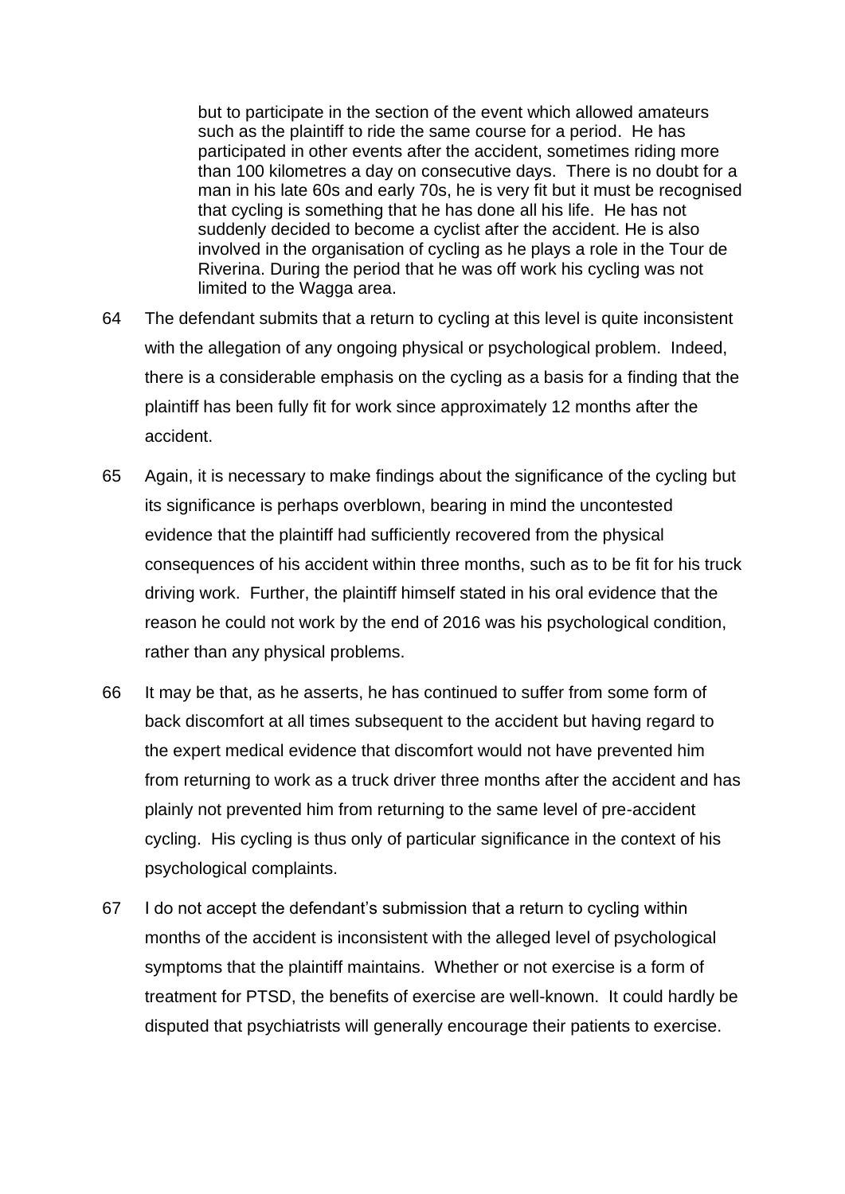> but to participate in the section of the event which allowed amateurs such as the plaintiff to ride the same course for a period. He has participated in other events after the accident, sometimes riding more than 100 kilometres a day on consecutive days. There is no doubt for a man in his late 60s and early 70s, he is very fit but it must be recognised that cycling is something that he has done all his life. He has not suddenly decided to become a cyclist after the accident. He is also involved in the organisation of cycling as he plays a role in the Tour de Riverina. During the period that he was off work his cycling was not limited to the Wagga area.

64 The defendant submits that a return to cycling at this level is quite inconsistent with the allegation of any ongoing physical or psychological problem. Indeed, there is a considerable emphasis on the cycling as a basis for a finding that the plaintiff has been fully fit for work since approximately 12 months after the accident.

65 Again, it is necessary to make findings about the significance of the cycling but its significance is perhaps overblown, bearing in mind the uncontested evidence that the plaintiff had sufficiently recovered from the physical consequences of his accident within three months, such as to be fit for his truck driving work. Further, the plaintiff himself stated in his oral evidence that the reason he could not work by the end of 2016 was his psychological condition, rather than any physical problems.

66 It may be that, as he asserts, he has continued to suffer from some form of back discomfort at all times subsequent to the accident but having regard to the expert medical evidence that discomfort would not have prevented him from returning to work as a truck driver three months after the accident and has plainly not prevented him from returning to the same level of pre-accident cycling. His cycling is thus only of particular significance in the context of his psychological complaints.

67 I do not accept the defendant's submission that a return to cycling within months of the accident is inconsistent with the alleged level of psychological symptoms that the plaintiff maintains. Whether or not exercise is a form of treatment for PTSD, the benefits of exercise are well-known. It could hardly be disputed that psychiatrists will generally encourage their patients to exercise.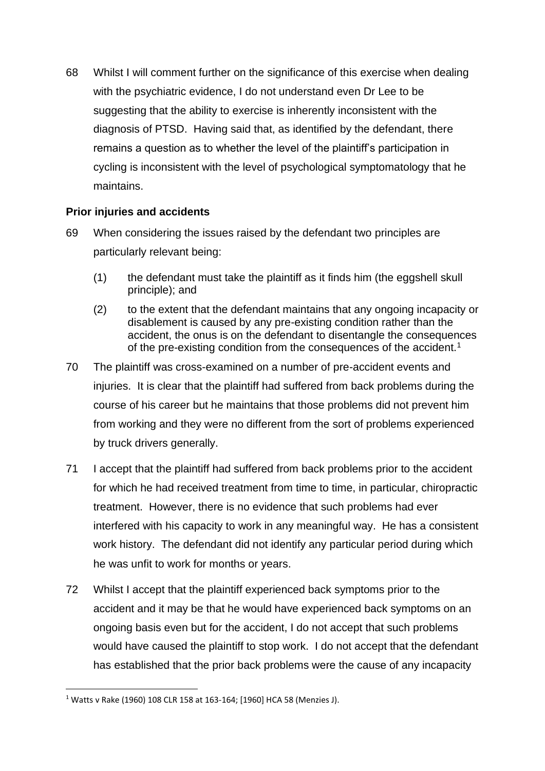68 Whilst I will comment further on the significance of this exercise when dealing with the psychiatric evidence, I do not understand even Dr Lee to be suggesting that the ability to exercise is inherently inconsistent with the diagnosis of PTSD. Having said that, as identified by the defendant, there remains a question as to whether the level of the plaintiff's participation in cycling is inconsistent with the level of psychological symptomatology that he maintains.

**Prior injuries and accidents**

69 When considering the issues raised by the defendant two principles are particularly relevant being:

(1) the defendant must take the plaintiff as it finds him (the eggshell skull principle); and

(2) to the extent that the defendant maintains that any ongoing incapacity or disablement is caused by any pre-existing condition rather than the accident, the onus is on the defendant to disentangle the consequences of the pre-existing condition from the consequences of the accident.[1]

70 The plaintiff was cross-examined on a number of pre-accident events and injuries. It is clear that the plaintiff had suffered from back problems during the course of his career but he maintains that those problems did not prevent him from working and they were no different from the sort of problems experienced by truck drivers generally.

71 I accept that the plaintiff had suffered from back problems prior to the accident for which he had received treatment from time to time, in particular, chiropractic treatment. However, there is no evidence that such problems had ever interfered with his capacity to work in any meaningful way. He has a consistent work history. The defendant did not identify any particular period during which he was unfit to work for months or years.

72 Whilst I accept that the plaintiff experienced back symptoms prior to the accident and it may be that he would have experienced back symptoms on an ongoing basis even but for the accident, I do not accept that such problems would have caused the plaintiff to stop work. I do not accept that the defendant has established that the prior back problems were the cause of any incapacity

[1] Watts v Rake (1960) 108 CLR 158 at 163-164; [1960] HCA 58 (Menzies J).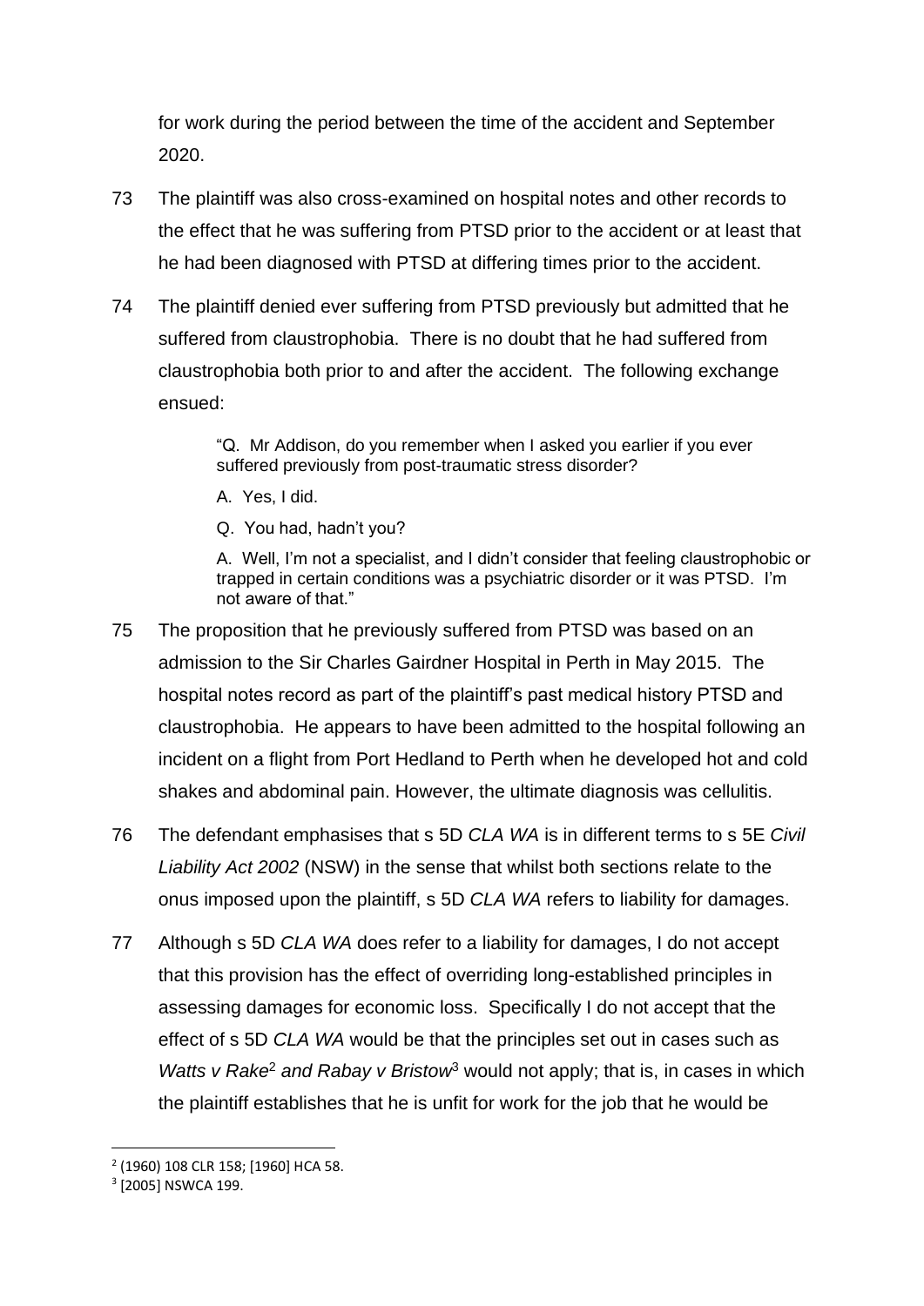for work during the period between the time of the accident and September 2020.

73 The plaintiff was also cross-examined on hospital notes and other records to the effect that he was suffering from PTSD prior to the accident or at least that he had been diagnosed with PTSD at differing times prior to the accident.

74 The plaintiff denied ever suffering from PTSD previously but admitted that he suffered from claustrophobia. There is no doubt that he had suffered from claustrophobia both prior to and after the accident. The following exchange ensued:

> "Q. Mr Addison, do you remember when I asked you earlier if you ever suffered previously from post-traumatic stress disorder?
>
> A. Yes, I did.
>
> Q. You had, hadn't you?
>
> A. Well, I'm not a specialist, and I didn't consider that feeling claustrophobic or trapped in certain conditions was a psychiatric disorder or it was PTSD. I'm not aware of that."

75 The proposition that he previously suffered from PTSD was based on an admission to the Sir Charles Gairdner Hospital in Perth in May 2015. The hospital notes record as part of the plaintiff's past medical history PTSD and claustrophobia. He appears to have been admitted to the hospital following an incident on a flight from Port Hedland to Perth when he developed hot and cold shakes and abdominal pain. However, the ultimate diagnosis was cellulitis.

76 The defendant emphasises that s 5D *CLA WA* is in different terms to s 5E *Civil Liability Act 2002* (NSW) in the sense that whilst both sections relate to the onus imposed upon the plaintiff, s 5D *CLA WA* refers to liability for damages.

77 Although s 5D *CLA WA* does refer to a liability for damages, I do not accept that this provision has the effect of overriding long-established principles in assessing damages for economic loss. Specifically I do not accept that the effect of s 5D *CLA WA* would be that the principles set out in cases such as *Watts v Rake*[2] *and Rabay v Bristow*[3] would not apply; that is, in cases in which the plaintiff establishes that he is unfit for work for the job that he would be

---

[2] (1960) 108 CLR 158; [1960] HCA 58.

[3] [2005] NSWCA 199.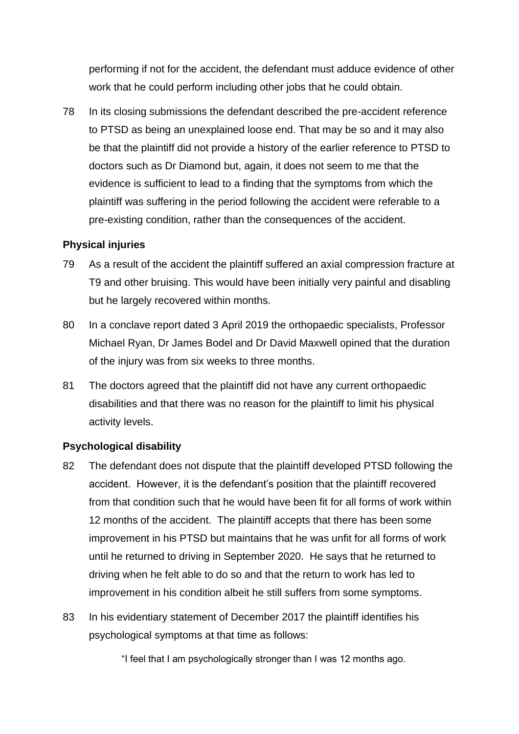performing if not for the accident, the defendant must adduce evidence of other work that he could perform including other jobs that he could obtain.

78 In its closing submissions the defendant described the pre-accident reference to PTSD as being an unexplained loose end. That may be so and it may also be that the plaintiff did not provide a history of the earlier reference to PTSD to doctors such as Dr Diamond but, again, it does not seem to me that the evidence is sufficient to lead to a finding that the symptoms from which the plaintiff was suffering in the period following the accident were referable to a pre-existing condition, rather than the consequences of the accident.

**Physical injuries**

79 As a result of the accident the plaintiff suffered an axial compression fracture at T9 and other bruising. This would have been initially very painful and disabling but he largely recovered within months.

80 In a conclave report dated 3 April 2019 the orthopaedic specialists, Professor Michael Ryan, Dr James Bodel and Dr David Maxwell opined that the duration of the injury was from six weeks to three months.

81 The doctors agreed that the plaintiff did not have any current orthopaedic disabilities and that there was no reason for the plaintiff to limit his physical activity levels.

**Psychological disability**

82 The defendant does not dispute that the plaintiff developed PTSD following the accident. However, it is the defendant's position that the plaintiff recovered from that condition such that he would have been fit for all forms of work within 12 months of the accident. The plaintiff accepts that there has been some improvement in his PTSD but maintains that he was unfit for all forms of work until he returned to driving in September 2020. He says that he returned to driving when he felt able to do so and that the return to work has led to improvement in his condition albeit he still suffers from some symptoms.

83 In his evidentiary statement of December 2017 the plaintiff identifies his psychological symptoms at that time as follows:

> "I feel that I am psychologically stronger than I was 12 months ago.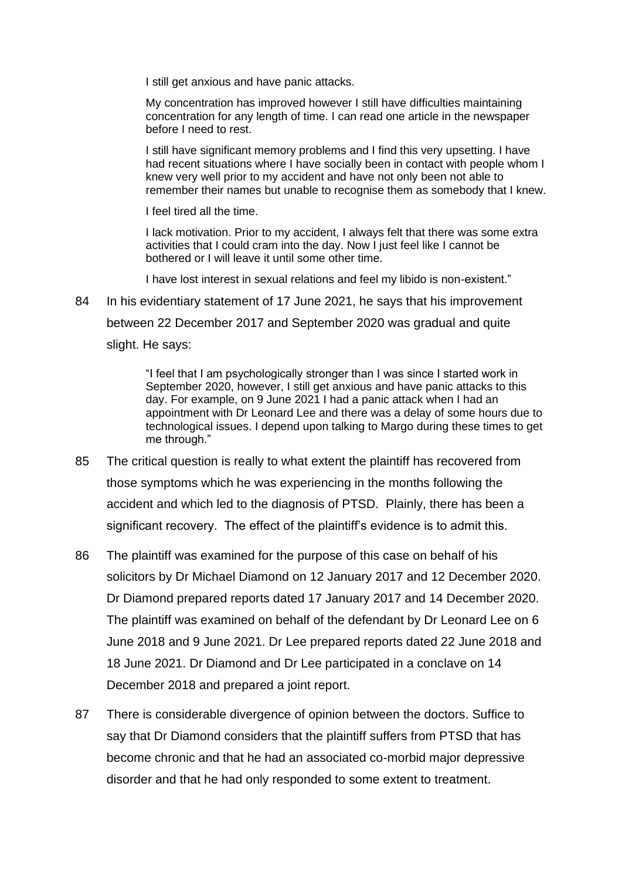> I still get anxious and have panic attacks.
>
> My concentration has improved however I still have difficulties maintaining concentration for any length of time. I can read one article in the newspaper before I need to rest.
>
> I still have significant memory problems and I find this very upsetting. I have had recent situations where I have socially been in contact with people whom I knew very well prior to my accident and have not only been not able to remember their names but unable to recognise them as somebody that I knew.
>
> I feel tired all the time.
>
> I lack motivation. Prior to my accident, I always felt that there was some extra activities that I could cram into the day. Now I just feel like I cannot be bothered or I will leave it until some other time.
>
> I have lost interest in sexual relations and feel my libido is non-existent."

84 In his evidentiary statement of 17 June 2021, he says that his improvement between 22 December 2017 and September 2020 was gradual and quite slight. He says:

> "I feel that I am psychologically stronger than I was since I started work in September 2020, however, I still get anxious and have panic attacks to this day. For example, on 9 June 2021 I had a panic attack when I had an appointment with Dr Leonard Lee and there was a delay of some hours due to technological issues. I depend upon talking to Margo during these times to get me through."

85 The critical question is really to what extent the plaintiff has recovered from those symptoms which he was experiencing in the months following the accident and which led to the diagnosis of PTSD. Plainly, there has been a significant recovery. The effect of the plaintiff's evidence is to admit this.

86 The plaintiff was examined for the purpose of this case on behalf of his solicitors by Dr Michael Diamond on 12 January 2017 and 12 December 2020. Dr Diamond prepared reports dated 17 January 2017 and 14 December 2020. The plaintiff was examined on behalf of the defendant by Dr Leonard Lee on 6 June 2018 and 9 June 2021. Dr Lee prepared reports dated 22 June 2018 and 18 June 2021. Dr Diamond and Dr Lee participated in a conclave on 14 December 2018 and prepared a joint report.

87 There is considerable divergence of opinion between the doctors. Suffice to say that Dr Diamond considers that the plaintiff suffers from PTSD that has become chronic and that he had an associated co-morbid major depressive disorder and that he had only responded to some extent to treatment.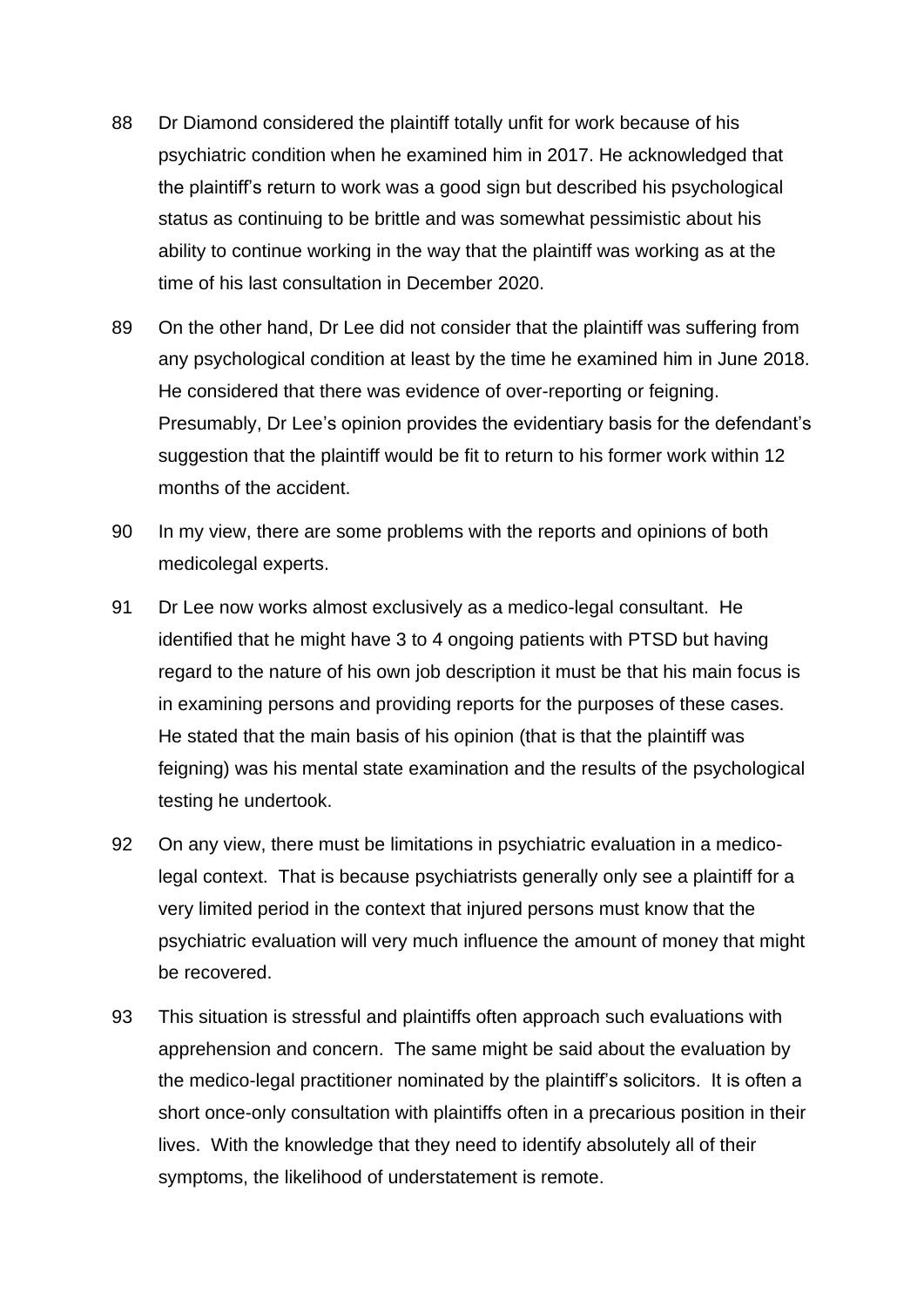88 Dr Diamond considered the plaintiff totally unfit for work because of his psychiatric condition when he examined him in 2017. He acknowledged that the plaintiff's return to work was a good sign but described his psychological status as continuing to be brittle and was somewhat pessimistic about his ability to continue working in the way that the plaintiff was working as at the time of his last consultation in December 2020.

89 On the other hand, Dr Lee did not consider that the plaintiff was suffering from any psychological condition at least by the time he examined him in June 2018. He considered that there was evidence of over-reporting or feigning. Presumably, Dr Lee's opinion provides the evidentiary basis for the defendant's suggestion that the plaintiff would be fit to return to his former work within 12 months of the accident.

90 In my view, there are some problems with the reports and opinions of both medicolegal experts.

91 Dr Lee now works almost exclusively as a medico-legal consultant. He identified that he might have 3 to 4 ongoing patients with PTSD but having regard to the nature of his own job description it must be that his main focus is in examining persons and providing reports for the purposes of these cases. He stated that the main basis of his opinion (that is that the plaintiff was feigning) was his mental state examination and the results of the psychological testing he undertook.

92 On any view, there must be limitations in psychiatric evaluation in a medico-legal context. That is because psychiatrists generally only see a plaintiff for a very limited period in the context that injured persons must know that the psychiatric evaluation will very much influence the amount of money that might be recovered.

93 This situation is stressful and plaintiffs often approach such evaluations with apprehension and concern. The same might be said about the evaluation by the medico-legal practitioner nominated by the plaintiff's solicitors. It is often a short once-only consultation with plaintiffs often in a precarious position in their lives. With the knowledge that they need to identify absolutely all of their symptoms, the likelihood of understatement is remote.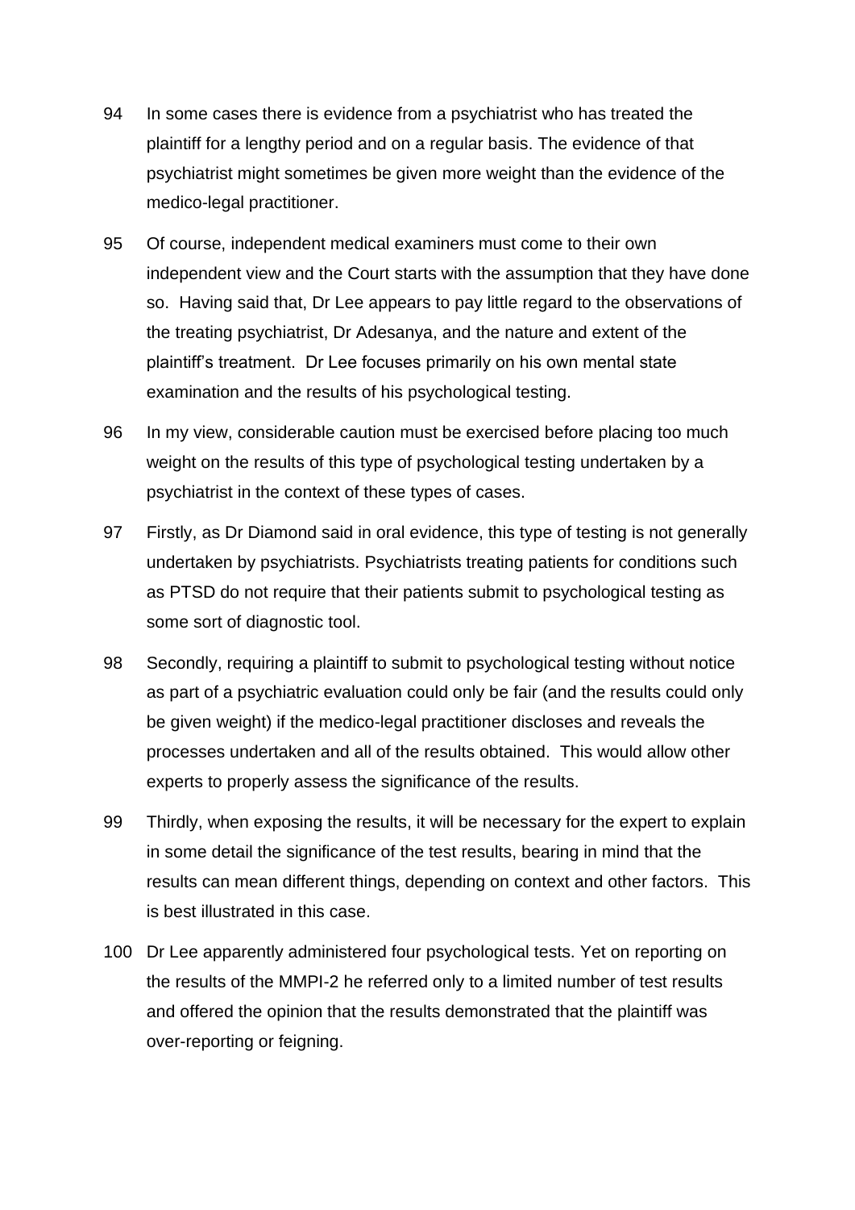94 In some cases there is evidence from a psychiatrist who has treated the plaintiff for a lengthy period and on a regular basis. The evidence of that psychiatrist might sometimes be given more weight than the evidence of the medico-legal practitioner.

95 Of course, independent medical examiners must come to their own independent view and the Court starts with the assumption that they have done so. Having said that, Dr Lee appears to pay little regard to the observations of the treating psychiatrist, Dr Adesanya, and the nature and extent of the plaintiff's treatment. Dr Lee focuses primarily on his own mental state examination and the results of his psychological testing.

96 In my view, considerable caution must be exercised before placing too much weight on the results of this type of psychological testing undertaken by a psychiatrist in the context of these types of cases.

97 Firstly, as Dr Diamond said in oral evidence, this type of testing is not generally undertaken by psychiatrists. Psychiatrists treating patients for conditions such as PTSD do not require that their patients submit to psychological testing as some sort of diagnostic tool.

98 Secondly, requiring a plaintiff to submit to psychological testing without notice as part of a psychiatric evaluation could only be fair (and the results could only be given weight) if the medico-legal practitioner discloses and reveals the processes undertaken and all of the results obtained. This would allow other experts to properly assess the significance of the results.

99 Thirdly, when exposing the results, it will be necessary for the expert to explain in some detail the significance of the test results, bearing in mind that the results can mean different things, depending on context and other factors. This is best illustrated in this case.

100 Dr Lee apparently administered four psychological tests. Yet on reporting on the results of the MMPI-2 he referred only to a limited number of test results and offered the opinion that the results demonstrated that the plaintiff was over-reporting or feigning.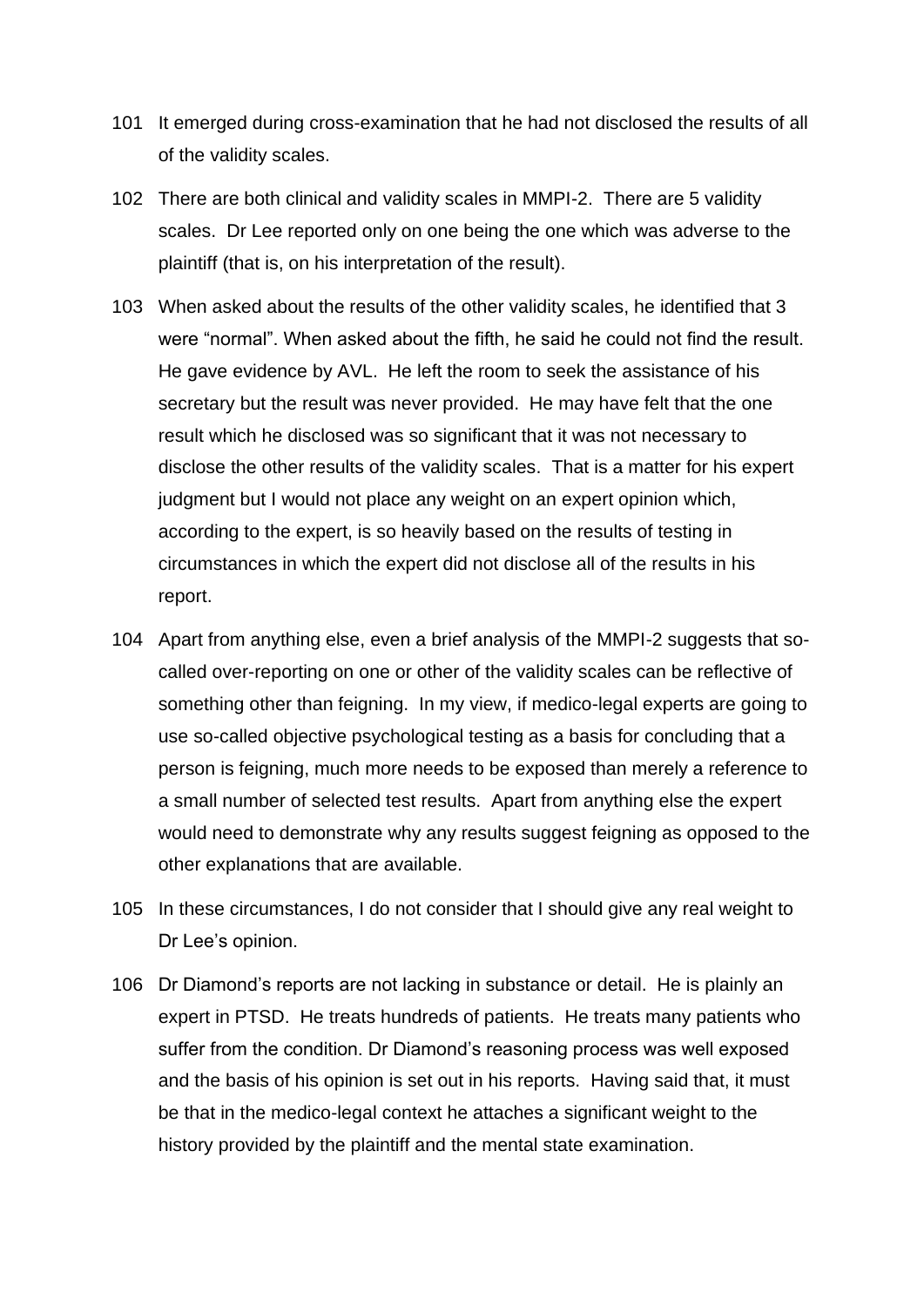101 It emerged during cross-examination that he had not disclosed the results of all of the validity scales.

102 There are both clinical and validity scales in MMPI-2. There are 5 validity scales. Dr Lee reported only on one being the one which was adverse to the plaintiff (that is, on his interpretation of the result).

103 When asked about the results of the other validity scales, he identified that 3 were "normal". When asked about the fifth, he said he could not find the result. He gave evidence by AVL. He left the room to seek the assistance of his secretary but the result was never provided. He may have felt that the one result which he disclosed was so significant that it was not necessary to disclose the other results of the validity scales. That is a matter for his expert judgment but I would not place any weight on an expert opinion which, according to the expert, is so heavily based on the results of testing in circumstances in which the expert did not disclose all of the results in his report.

104 Apart from anything else, even a brief analysis of the MMPI-2 suggests that so-called over-reporting on one or other of the validity scales can be reflective of something other than feigning. In my view, if medico-legal experts are going to use so-called objective psychological testing as a basis for concluding that a person is feigning, much more needs to be exposed than merely a reference to a small number of selected test results. Apart from anything else the expert would need to demonstrate why any results suggest feigning as opposed to the other explanations that are available.

105 In these circumstances, I do not consider that I should give any real weight to Dr Lee's opinion.

106 Dr Diamond's reports are not lacking in substance or detail. He is plainly an expert in PTSD. He treats hundreds of patients. He treats many patients who suffer from the condition. Dr Diamond's reasoning process was well exposed and the basis of his opinion is set out in his reports. Having said that, it must be that in the medico-legal context he attaches a significant weight to the history provided by the plaintiff and the mental state examination.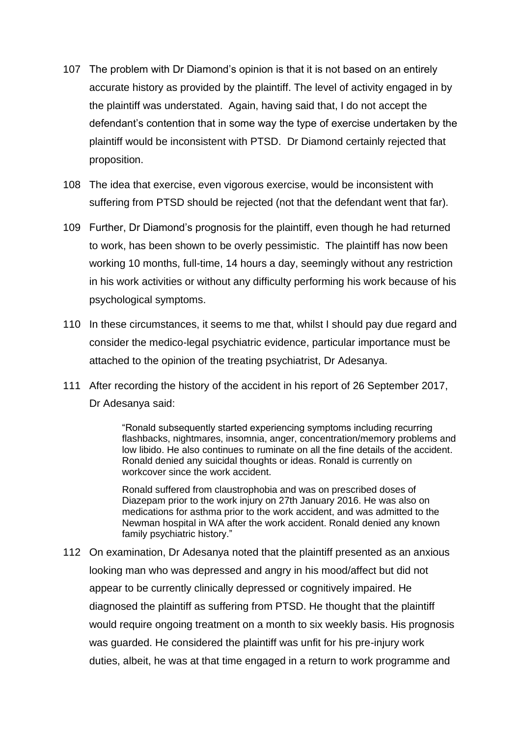107 The problem with Dr Diamond's opinion is that it is not based on an entirely accurate history as provided by the plaintiff. The level of activity engaged in by the plaintiff was understated. Again, having said that, I do not accept the defendant's contention that in some way the type of exercise undertaken by the plaintiff would be inconsistent with PTSD. Dr Diamond certainly rejected that proposition.

108 The idea that exercise, even vigorous exercise, would be inconsistent with suffering from PTSD should be rejected (not that the defendant went that far).

109 Further, Dr Diamond's prognosis for the plaintiff, even though he had returned to work, has been shown to be overly pessimistic. The plaintiff has now been working 10 months, full-time, 14 hours a day, seemingly without any restriction in his work activities or without any difficulty performing his work because of his psychological symptoms.

110 In these circumstances, it seems to me that, whilst I should pay due regard and consider the medico-legal psychiatric evidence, particular importance must be attached to the opinion of the treating psychiatrist, Dr Adesanya.

111 After recording the history of the accident in his report of 26 September 2017, Dr Adesanya said:

> "Ronald subsequently started experiencing symptoms including recurring flashbacks, nightmares, insomnia, anger, concentration/memory problems and low libido. He also continues to ruminate on all the fine details of the accident. Ronald denied any suicidal thoughts or ideas. Ronald is currently on workcover since the work accident.
>
> Ronald suffered from claustrophobia and was on prescribed doses of Diazepam prior to the work injury on 27th January 2016. He was also on medications for asthma prior to the work accident, and was admitted to the Newman hospital in WA after the work accident. Ronald denied any known family psychiatric history."

112 On examination, Dr Adesanya noted that the plaintiff presented as an anxious looking man who was depressed and angry in his mood/affect but did not appear to be currently clinically depressed or cognitively impaired. He diagnosed the plaintiff as suffering from PTSD. He thought that the plaintiff would require ongoing treatment on a month to six weekly basis. His prognosis was guarded. He considered the plaintiff was unfit for his pre-injury work duties, albeit, he was at that time engaged in a return to work programme and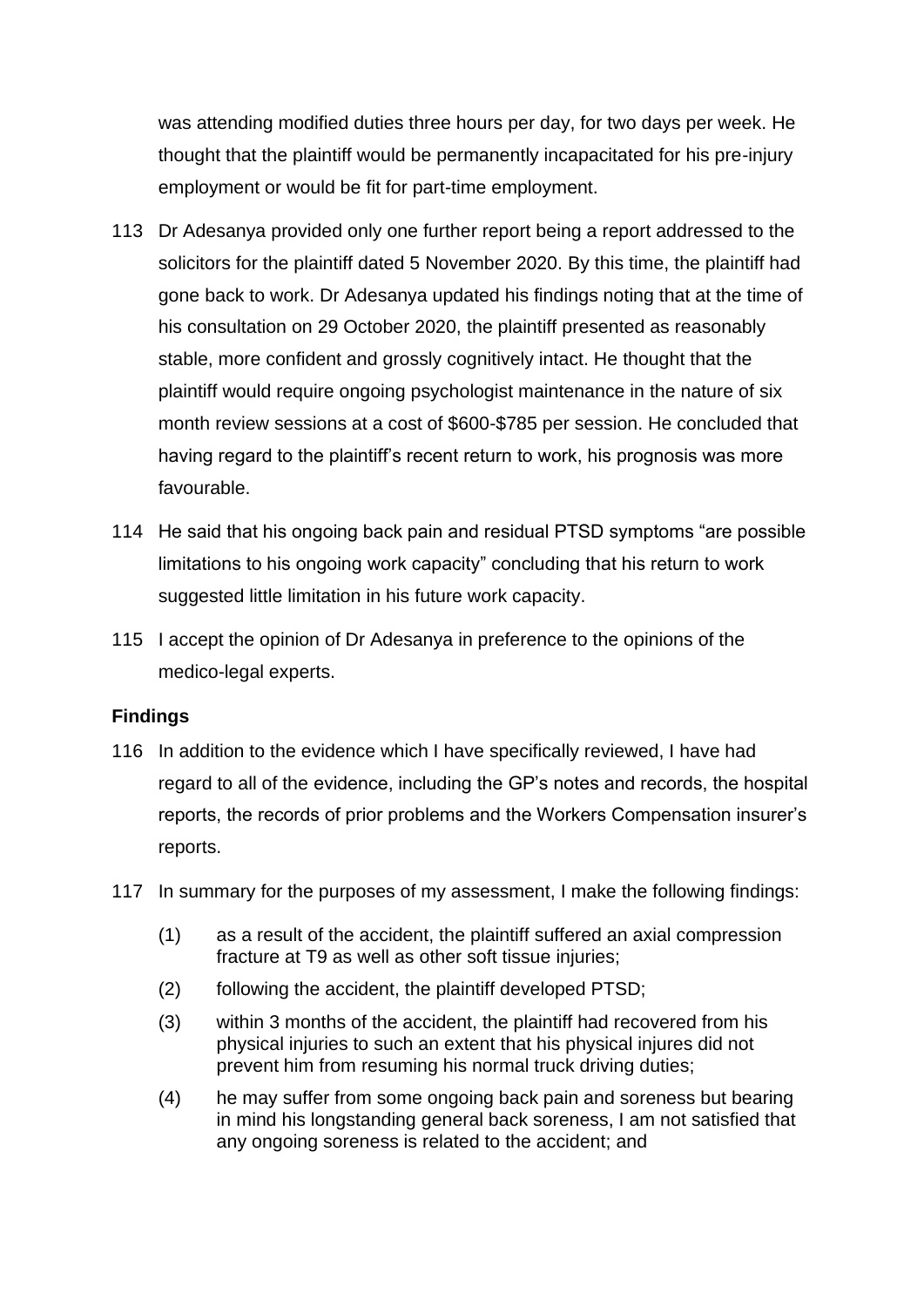was attending modified duties three hours per day, for two days per week. He thought that the plaintiff would be permanently incapacitated for his pre-injury employment or would be fit for part-time employment.

113 Dr Adesanya provided only one further report being a report addressed to the solicitors for the plaintiff dated 5 November 2020. By this time, the plaintiff had gone back to work. Dr Adesanya updated his findings noting that at the time of his consultation on 29 October 2020, the plaintiff presented as reasonably stable, more confident and grossly cognitively intact. He thought that the plaintiff would require ongoing psychologist maintenance in the nature of six month review sessions at a cost of $600-$785 per session. He concluded that having regard to the plaintiff's recent return to work, his prognosis was more favourable.

114 He said that his ongoing back pain and residual PTSD symptoms "are possible limitations to his ongoing work capacity" concluding that his return to work suggested little limitation in his future work capacity.

115 I accept the opinion of Dr Adesanya in preference to the opinions of the medico-legal experts.

### Findings

116 In addition to the evidence which I have specifically reviewed, I have had regard to all of the evidence, including the GP's notes and records, the hospital reports, the records of prior problems and the Workers Compensation insurer's reports.

117 In summary for the purposes of my assessment, I make the following findings:

(1) as a result of the accident, the plaintiff suffered an axial compression fracture at T9 as well as other soft tissue injuries;

(2) following the accident, the plaintiff developed PTSD;

(3) within 3 months of the accident, the plaintiff had recovered from his physical injuries to such an extent that his physical injures did not prevent him from resuming his normal truck driving duties;

(4) he may suffer from some ongoing back pain and soreness but bearing in mind his longstanding general back soreness, I am not satisfied that any ongoing soreness is related to the accident; and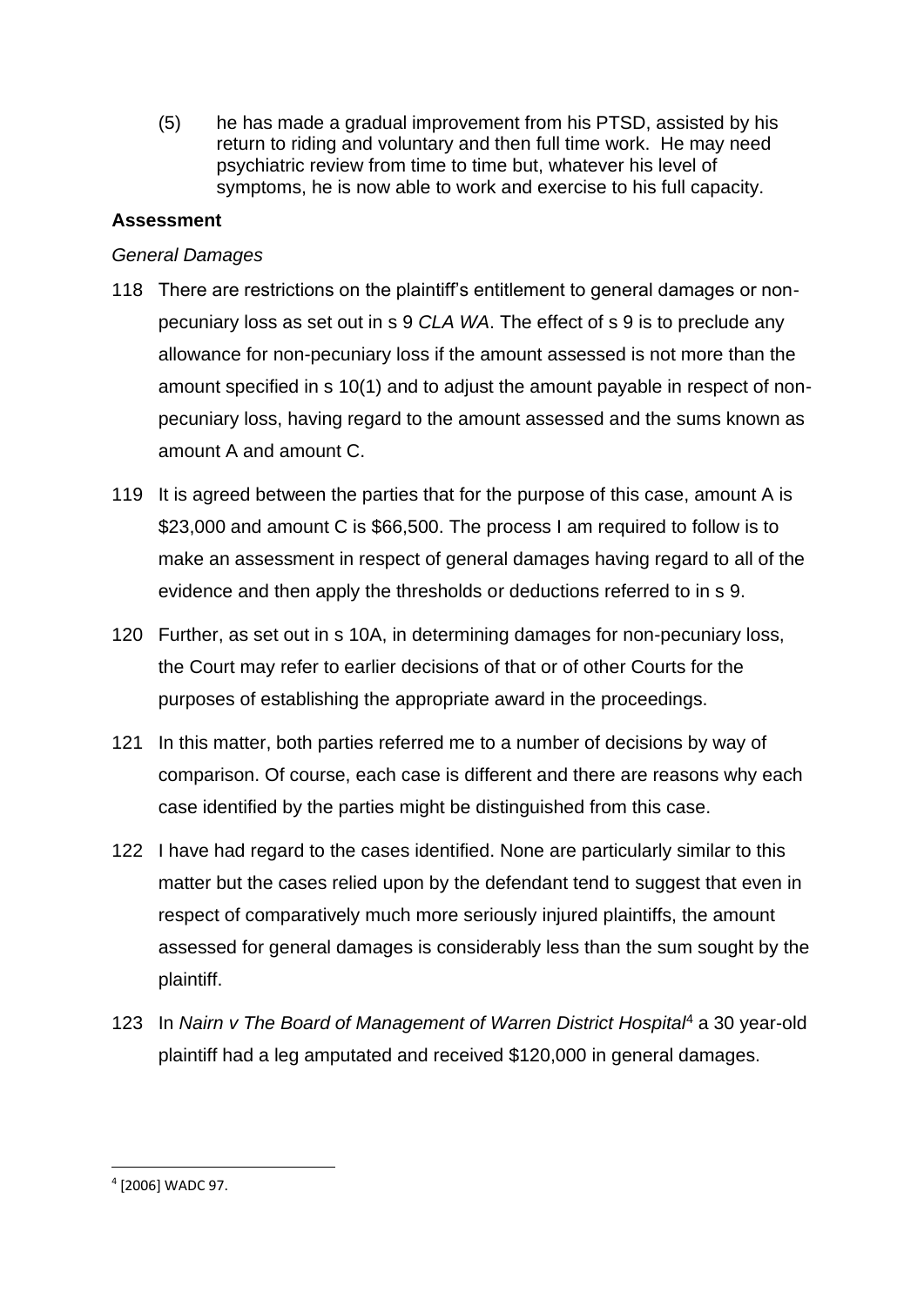(5) he has made a gradual improvement from his PTSD, assisted by his return to riding and voluntary and then full time work. He may need psychiatric review from time to time but, whatever his level of symptoms, he is now able to work and exercise to his full capacity.

**Assessment**

*General Damages*

118 There are restrictions on the plaintiff's entitlement to general damages or non-pecuniary loss as set out in s 9 *CLA WA*. The effect of s 9 is to preclude any allowance for non-pecuniary loss if the amount assessed is not more than the amount specified in s 10(1) and to adjust the amount payable in respect of non-pecuniary loss, having regard to the amount assessed and the sums known as amount A and amount C.

119 It is agreed between the parties that for the purpose of this case, amount A is $23,000 and amount C is $66,500. The process I am required to follow is to make an assessment in respect of general damages having regard to all of the evidence and then apply the thresholds or deductions referred to in s 9.

120 Further, as set out in s 10A, in determining damages for non-pecuniary loss, the Court may refer to earlier decisions of that or of other Courts for the purposes of establishing the appropriate award in the proceedings.

121 In this matter, both parties referred me to a number of decisions by way of comparison. Of course, each case is different and there are reasons why each case identified by the parties might be distinguished from this case.

122 I have had regard to the cases identified. None are particularly similar to this matter but the cases relied upon by the defendant tend to suggest that even in respect of comparatively much more seriously injured plaintiffs, the amount assessed for general damages is considerably less than the sum sought by the plaintiff.

123 In *Nairn v The Board of Management of Warren District Hospital*[4] a 30 year-old plaintiff had a leg amputated and received $120,000 in general damages.

---

[4] [2006] WADC 97.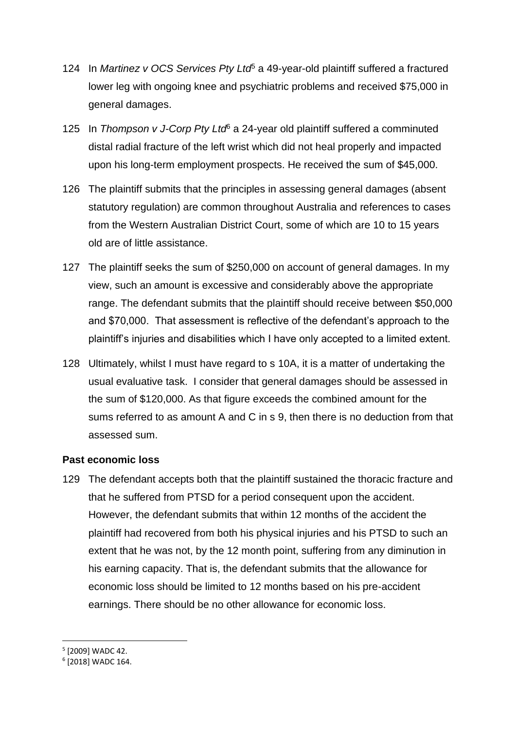124 In *Martinez v OCS Services Pty Ltd*[5] a 49-year-old plaintiff suffered a fractured lower leg with ongoing knee and psychiatric problems and received $75,000 in general damages.

125 In *Thompson v J-Corp Pty Ltd*[6] a 24-year old plaintiff suffered a comminuted distal radial fracture of the left wrist which did not heal properly and impacted upon his long-term employment prospects. He received the sum of $45,000.

126 The plaintiff submits that the principles in assessing general damages (absent statutory regulation) are common throughout Australia and references to cases from the Western Australian District Court, some of which are 10 to 15 years old are of little assistance.

127 The plaintiff seeks the sum of $250,000 on account of general damages. In my view, such an amount is excessive and considerably above the appropriate range. The defendant submits that the plaintiff should receive between $50,000 and $70,000. That assessment is reflective of the defendant's approach to the plaintiff's injuries and disabilities which I have only accepted to a limited extent.

128 Ultimately, whilst I must have regard to s 10A, it is a matter of undertaking the usual evaluative task. I consider that general damages should be assessed in the sum of $120,000. As that figure exceeds the combined amount for the sums referred to as amount A and C in s 9, then there is no deduction from that assessed sum.

**Past economic loss**

129 The defendant accepts both that the plaintiff sustained the thoracic fracture and that he suffered from PTSD for a period consequent upon the accident. However, the defendant submits that within 12 months of the accident the plaintiff had recovered from both his physical injuries and his PTSD to such an extent that he was not, by the 12 month point, suffering from any diminution in his earning capacity. That is, the defendant submits that the allowance for economic loss should be limited to 12 months based on his pre-accident earnings. There should be no other allowance for economic loss.

[5] [2009] WADC 42.

[6] [2018] WADC 164.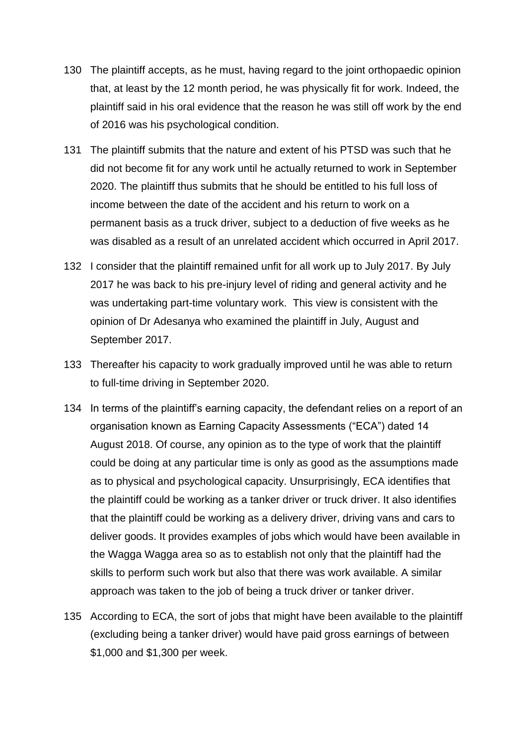130 The plaintiff accepts, as he must, having regard to the joint orthopaedic opinion that, at least by the 12 month period, he was physically fit for work. Indeed, the plaintiff said in his oral evidence that the reason he was still off work by the end of 2016 was his psychological condition.

131 The plaintiff submits that the nature and extent of his PTSD was such that he did not become fit for any work until he actually returned to work in September 2020. The plaintiff thus submits that he should be entitled to his full loss of income between the date of the accident and his return to work on a permanent basis as a truck driver, subject to a deduction of five weeks as he was disabled as a result of an unrelated accident which occurred in April 2017.

132 I consider that the plaintiff remained unfit for all work up to July 2017. By July 2017 he was back to his pre-injury level of riding and general activity and he was undertaking part-time voluntary work. This view is consistent with the opinion of Dr Adesanya who examined the plaintiff in July, August and September 2017.

133 Thereafter his capacity to work gradually improved until he was able to return to full-time driving in September 2020.

134 In terms of the plaintiff's earning capacity, the defendant relies on a report of an organisation known as Earning Capacity Assessments ("ECA") dated 14 August 2018. Of course, any opinion as to the type of work that the plaintiff could be doing at any particular time is only as good as the assumptions made as to physical and psychological capacity. Unsurprisingly, ECA identifies that the plaintiff could be working as a tanker driver or truck driver. It also identifies that the plaintiff could be working as a delivery driver, driving vans and cars to deliver goods. It provides examples of jobs which would have been available in the Wagga Wagga area so as to establish not only that the plaintiff had the skills to perform such work but also that there was work available. A similar approach was taken to the job of being a truck driver or tanker driver.

135 According to ECA, the sort of jobs that might have been available to the plaintiff (excluding being a tanker driver) would have paid gross earnings of between $1,000 and $1,300 per week.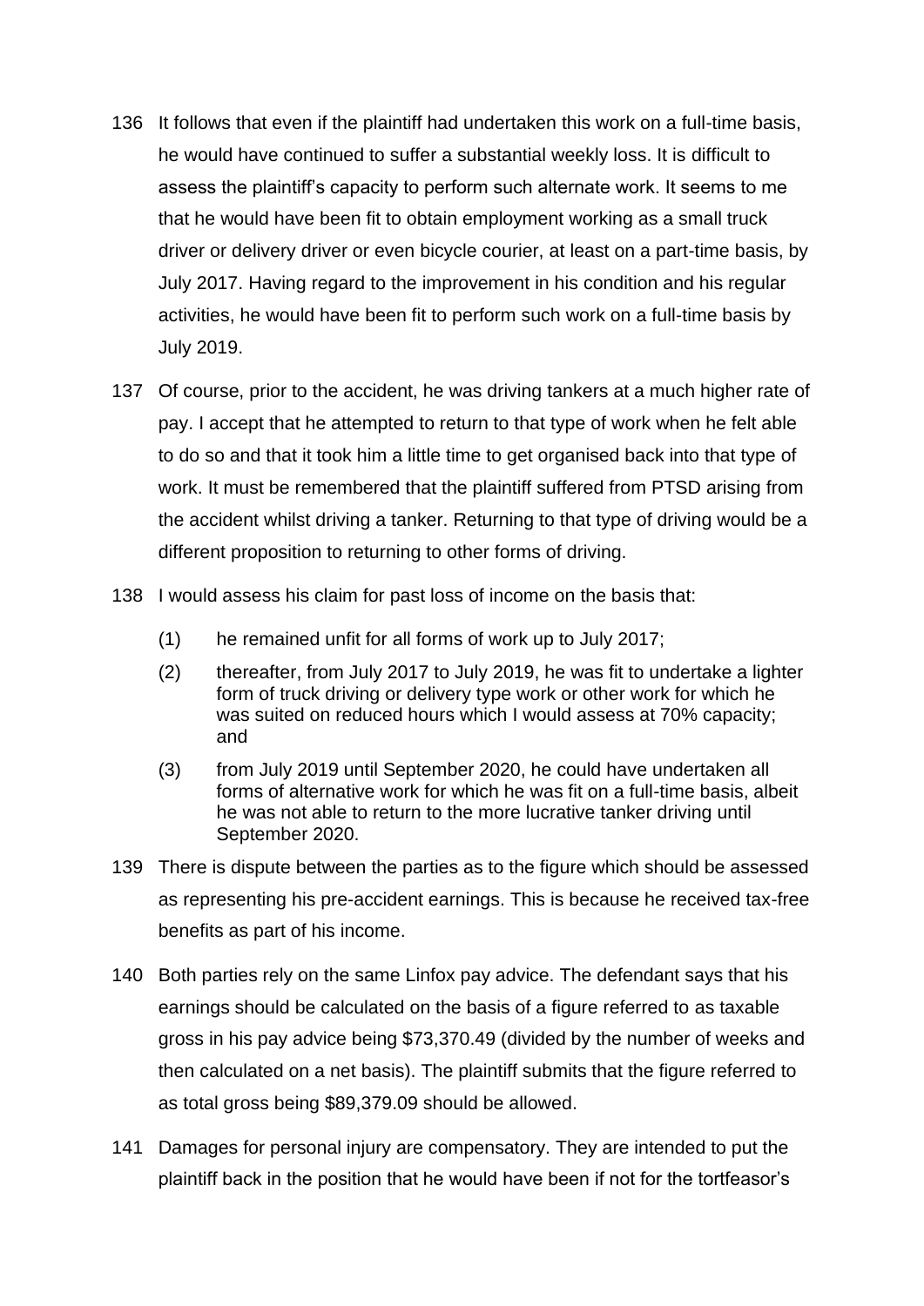136 It follows that even if the plaintiff had undertaken this work on a full-time basis, he would have continued to suffer a substantial weekly loss. It is difficult to assess the plaintiff's capacity to perform such alternate work. It seems to me that he would have been fit to obtain employment working as a small truck driver or delivery driver or even bicycle courier, at least on a part-time basis, by July 2017. Having regard to the improvement in his condition and his regular activities, he would have been fit to perform such work on a full-time basis by July 2019.

137 Of course, prior to the accident, he was driving tankers at a much higher rate of pay. I accept that he attempted to return to that type of work when he felt able to do so and that it took him a little time to get organised back into that type of work. It must be remembered that the plaintiff suffered from PTSD arising from the accident whilst driving a tanker. Returning to that type of driving would be a different proposition to returning to other forms of driving.

138 I would assess his claim for past loss of income on the basis that:

(1) he remained unfit for all forms of work up to July 2017;

(2) thereafter, from July 2017 to July 2019, he was fit to undertake a lighter form of truck driving or delivery type work or other work for which he was suited on reduced hours which I would assess at 70% capacity; and

(3) from July 2019 until September 2020, he could have undertaken all forms of alternative work for which he was fit on a full-time basis, albeit he was not able to return to the more lucrative tanker driving until September 2020.

139 There is dispute between the parties as to the figure which should be assessed as representing his pre-accident earnings. This is because he received tax-free benefits as part of his income.

140 Both parties rely on the same Linfox pay advice. The defendant says that his earnings should be calculated on the basis of a figure referred to as taxable gross in his pay advice being $73,370.49 (divided by the number of weeks and then calculated on a net basis). The plaintiff submits that the figure referred to as total gross being $89,379.09 should be allowed.

141 Damages for personal injury are compensatory. They are intended to put the plaintiff back in the position that he would have been if not for the tortfeasor's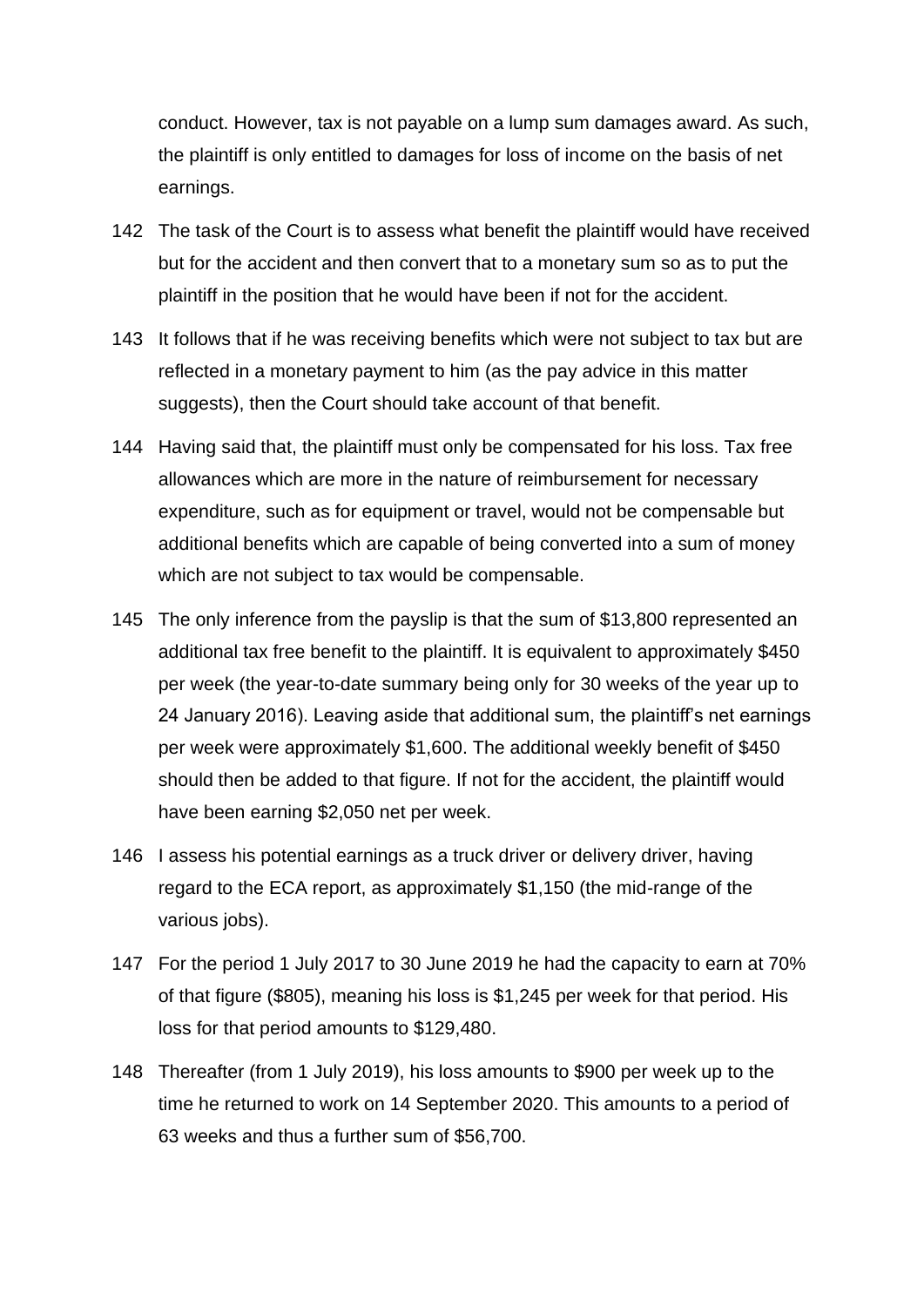conduct. However, tax is not payable on a lump sum damages award. As such, the plaintiff is only entitled to damages for loss of income on the basis of net earnings.

142 The task of the Court is to assess what benefit the plaintiff would have received but for the accident and then convert that to a monetary sum so as to put the plaintiff in the position that he would have been if not for the accident.

143 It follows that if he was receiving benefits which were not subject to tax but are reflected in a monetary payment to him (as the pay advice in this matter suggests), then the Court should take account of that benefit.

144 Having said that, the plaintiff must only be compensated for his loss. Tax free allowances which are more in the nature of reimbursement for necessary expenditure, such as for equipment or travel, would not be compensable but additional benefits which are capable of being converted into a sum of money which are not subject to tax would be compensable.

145 The only inference from the payslip is that the sum of $13,800 represented an additional tax free benefit to the plaintiff. It is equivalent to approximately $450 per week (the year-to-date summary being only for 30 weeks of the year up to 24 January 2016). Leaving aside that additional sum, the plaintiff's net earnings per week were approximately $1,600. The additional weekly benefit of $450 should then be added to that figure. If not for the accident, the plaintiff would have been earning $2,050 net per week.

146 I assess his potential earnings as a truck driver or delivery driver, having regard to the ECA report, as approximately $1,150 (the mid-range of the various jobs).

147 For the period 1 July 2017 to 30 June 2019 he had the capacity to earn at 70% of that figure ($805), meaning his loss is $1,245 per week for that period. His loss for that period amounts to $129,480.

148 Thereafter (from 1 July 2019), his loss amounts to $900 per week up to the time he returned to work on 14 September 2020. This amounts to a period of 63 weeks and thus a further sum of $56,700.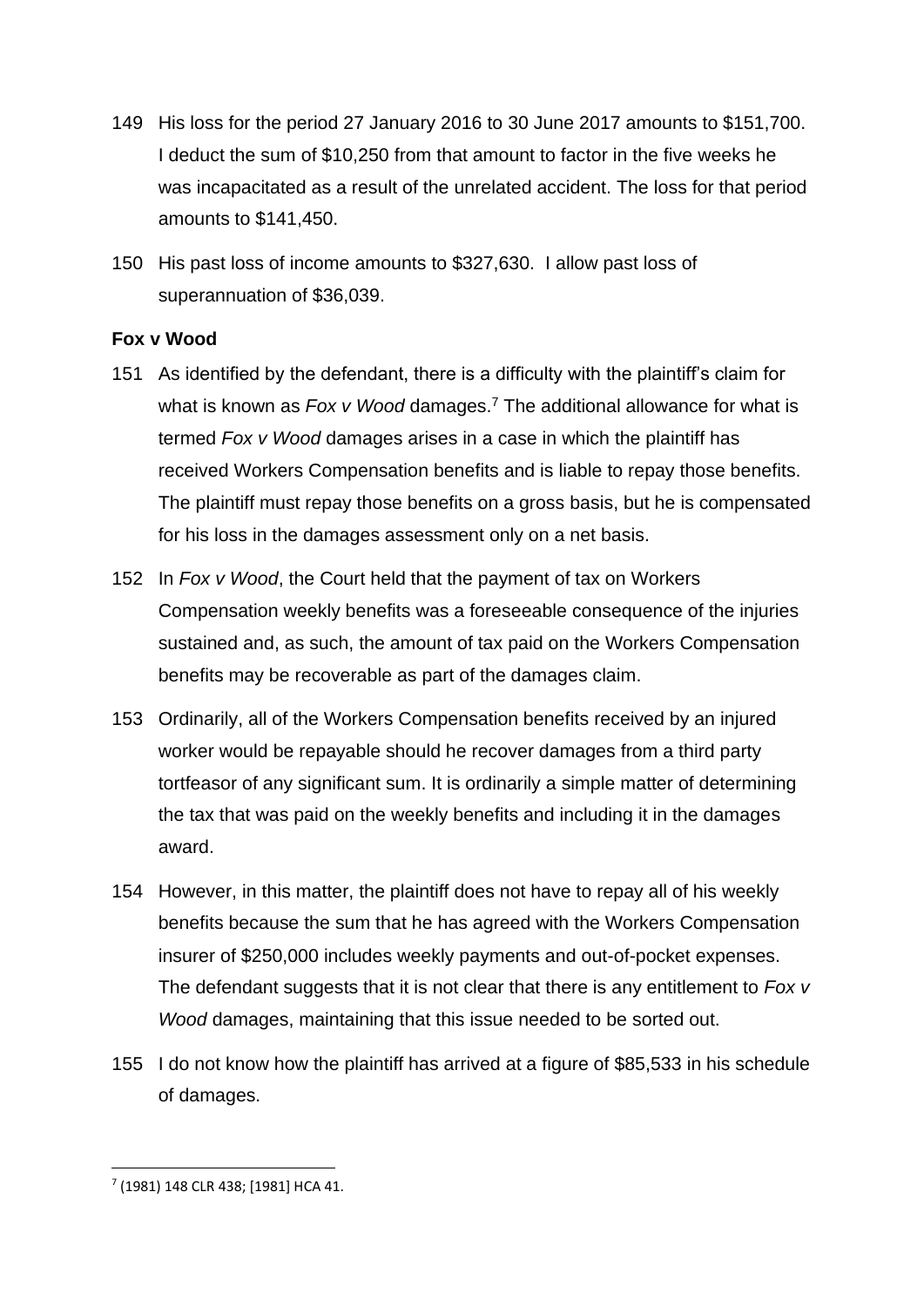149 His loss for the period 27 January 2016 to 30 June 2017 amounts to $151,700. I deduct the sum of $10,250 from that amount to factor in the five weeks he was incapacitated as a result of the unrelated accident. The loss for that period amounts to $141,450.

150 His past loss of income amounts to $327,630. I allow past loss of superannuation of $36,039.

**Fox v Wood**

151 As identified by the defendant, there is a difficulty with the plaintiff's claim for what is known as *Fox v Wood* damages.[7] The additional allowance for what is termed *Fox v Wood* damages arises in a case in which the plaintiff has received Workers Compensation benefits and is liable to repay those benefits. The plaintiff must repay those benefits on a gross basis, but he is compensated for his loss in the damages assessment only on a net basis.

152 In *Fox v Wood*, the Court held that the payment of tax on Workers Compensation weekly benefits was a foreseeable consequence of the injuries sustained and, as such, the amount of tax paid on the Workers Compensation benefits may be recoverable as part of the damages claim.

153 Ordinarily, all of the Workers Compensation benefits received by an injured worker would be repayable should he recover damages from a third party tortfeasor of any significant sum. It is ordinarily a simple matter of determining the tax that was paid on the weekly benefits and including it in the damages award.

154 However, in this matter, the plaintiff does not have to repay all of his weekly benefits because the sum that he has agreed with the Workers Compensation insurer of $250,000 includes weekly payments and out-of-pocket expenses. The defendant suggests that it is not clear that there is any entitlement to *Fox v Wood* damages, maintaining that this issue needed to be sorted out.

155 I do not know how the plaintiff has arrived at a figure of $85,533 in his schedule of damages.

---

[7] (1981) 148 CLR 438; [1981] HCA 41.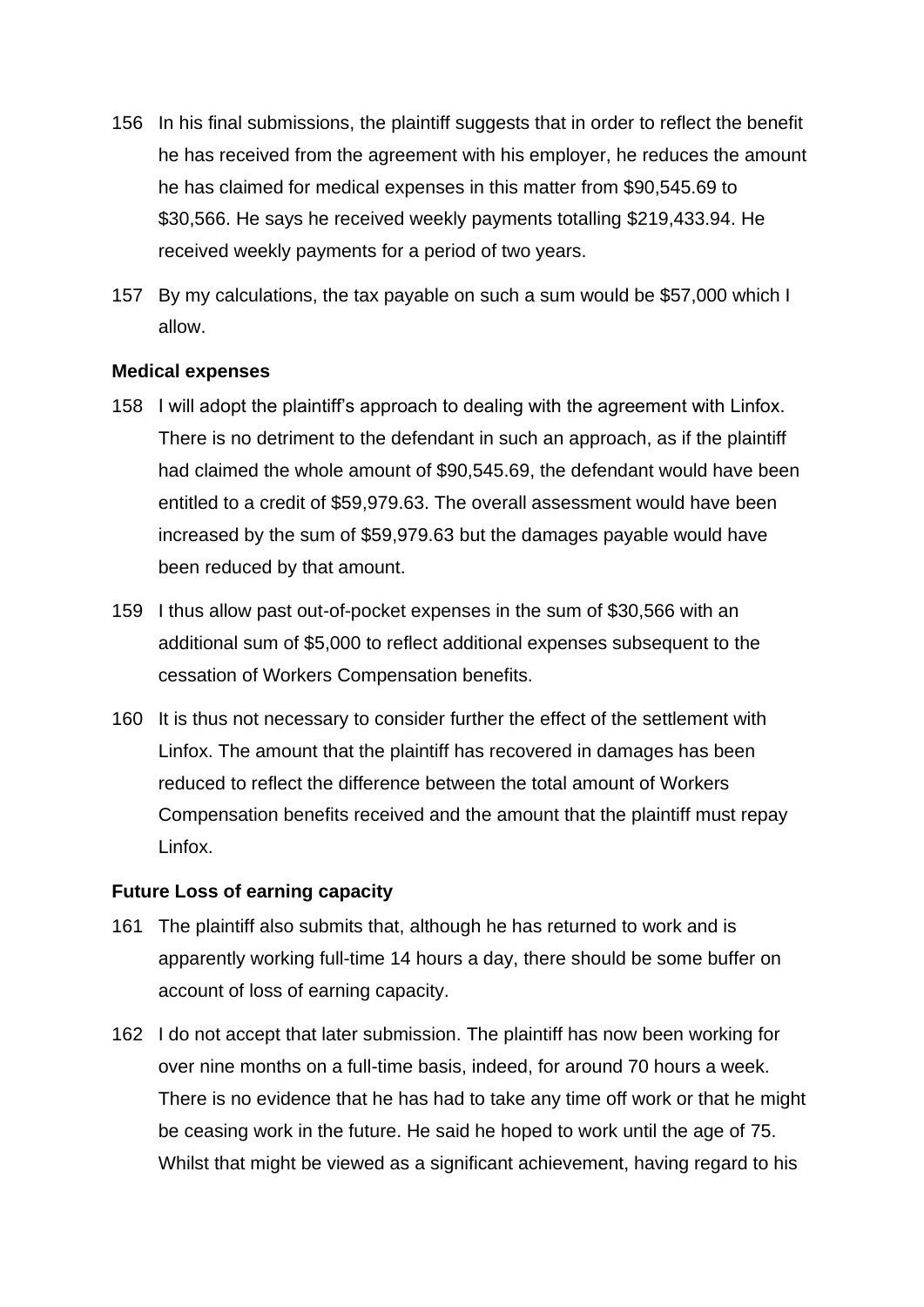156 In his final submissions, the plaintiff suggests that in order to reflect the benefit he has received from the agreement with his employer, he reduces the amount he has claimed for medical expenses in this matter from $90,545.69 to $30,566. He says he received weekly payments totalling $219,433.94. He received weekly payments for a period of two years.

157 By my calculations, the tax payable on such a sum would be $57,000 which I allow.

**Medical expenses**

158 I will adopt the plaintiff's approach to dealing with the agreement with Linfox. There is no detriment to the defendant in such an approach, as if the plaintiff had claimed the whole amount of $90,545.69, the defendant would have been entitled to a credit of $59,979.63. The overall assessment would have been increased by the sum of $59,979.63 but the damages payable would have been reduced by that amount.

159 I thus allow past out-of-pocket expenses in the sum of $30,566 with an additional sum of $5,000 to reflect additional expenses subsequent to the cessation of Workers Compensation benefits.

160 It is thus not necessary to consider further the effect of the settlement with Linfox. The amount that the plaintiff has recovered in damages has been reduced to reflect the difference between the total amount of Workers Compensation benefits received and the amount that the plaintiff must repay Linfox.

**Future Loss of earning capacity**

161 The plaintiff also submits that, although he has returned to work and is apparently working full-time 14 hours a day, there should be some buffer on account of loss of earning capacity.

162 I do not accept that later submission. The plaintiff has now been working for over nine months on a full-time basis, indeed, for around 70 hours a week. There is no evidence that he has had to take any time off work or that he might be ceasing work in the future. He said he hoped to work until the age of 75. Whilst that might be viewed as a significant achievement, having regard to his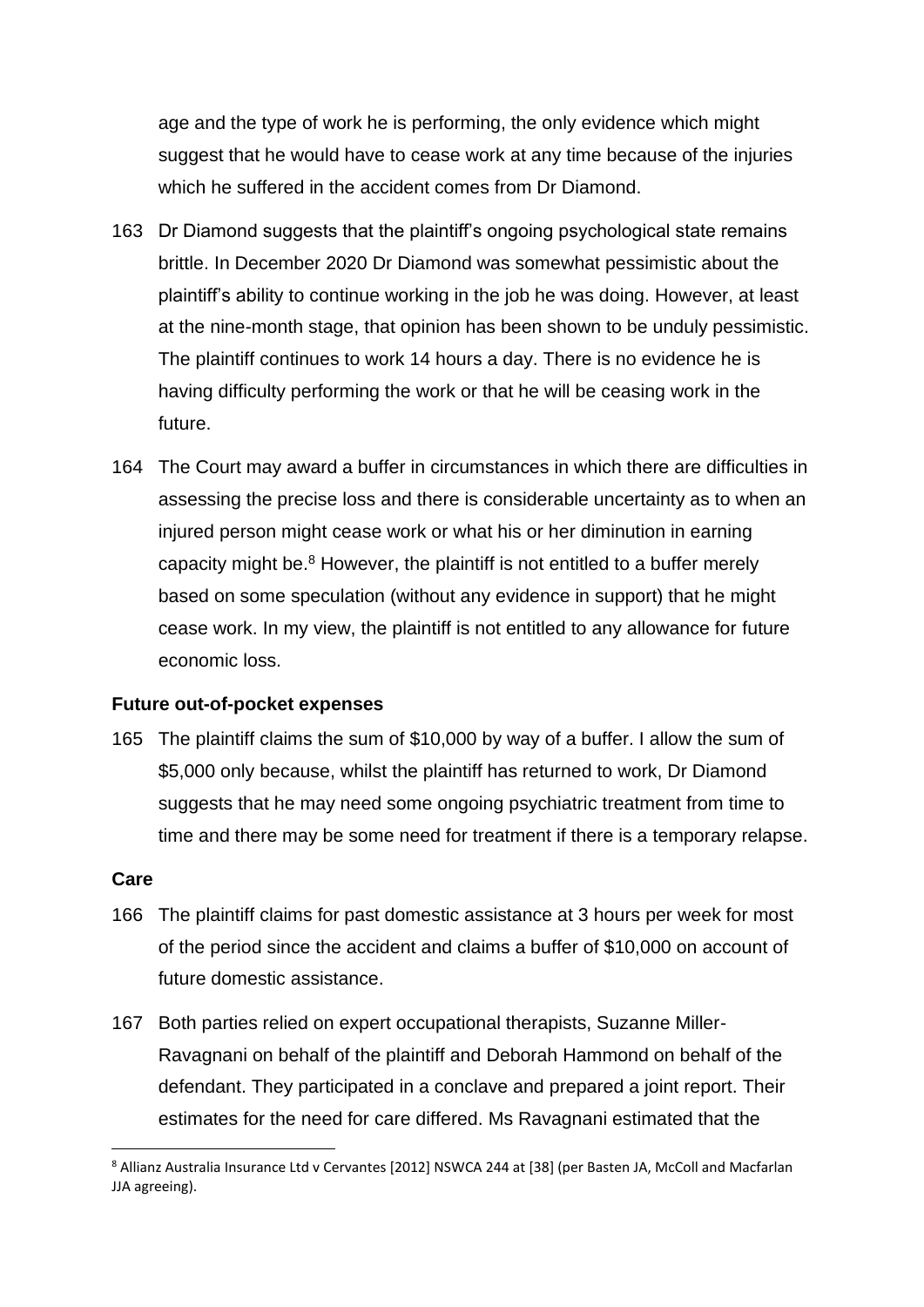age and the type of work he is performing, the only evidence which might suggest that he would have to cease work at any time because of the injuries which he suffered in the accident comes from Dr Diamond.

163 Dr Diamond suggests that the plaintiff's ongoing psychological state remains brittle. In December 2020 Dr Diamond was somewhat pessimistic about the plaintiff's ability to continue working in the job he was doing. However, at least at the nine-month stage, that opinion has been shown to be unduly pessimistic. The plaintiff continues to work 14 hours a day. There is no evidence he is having difficulty performing the work or that he will be ceasing work in the future.

164 The Court may award a buffer in circumstances in which there are difficulties in assessing the precise loss and there is considerable uncertainty as to when an injured person might cease work or what his or her diminution in earning capacity might be.[8] However, the plaintiff is not entitled to a buffer merely based on some speculation (without any evidence in support) that he might cease work. In my view, the plaintiff is not entitled to any allowance for future economic loss.

**Future out-of-pocket expenses**

165 The plaintiff claims the sum of $10,000 by way of a buffer. I allow the sum of $5,000 only because, whilst the plaintiff has returned to work, Dr Diamond suggests that he may need some ongoing psychiatric treatment from time to time and there may be some need for treatment if there is a temporary relapse.

**Care**

166 The plaintiff claims for past domestic assistance at 3 hours per week for most of the period since the accident and claims a buffer of $10,000 on account of future domestic assistance.

167 Both parties relied on expert occupational therapists, Suzanne Miller-Ravagnani on behalf of the plaintiff and Deborah Hammond on behalf of the defendant. They participated in a conclave and prepared a joint report. Their estimates for the need for care differed. Ms Ravagnani estimated that the

---

[8] Allianz Australia Insurance Ltd v Cervantes [2012] NSWCA 244 at [38] (per Basten JA, McColl and Macfarlan JJA agreeing).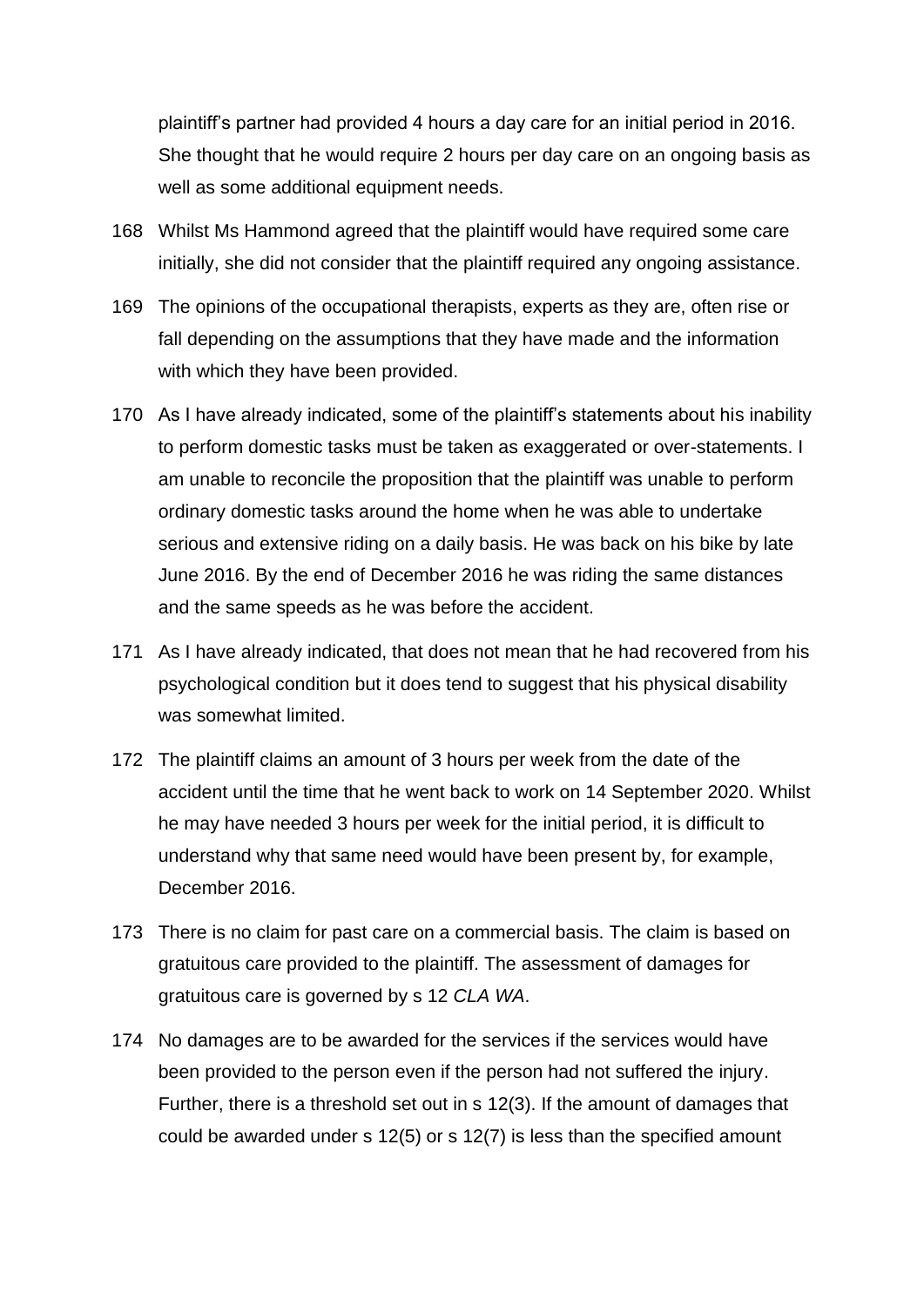plaintiff's partner had provided 4 hours a day care for an initial period in 2016. She thought that he would require 2 hours per day care on an ongoing basis as well as some additional equipment needs.

168 Whilst Ms Hammond agreed that the plaintiff would have required some care initially, she did not consider that the plaintiff required any ongoing assistance.

169 The opinions of the occupational therapists, experts as they are, often rise or fall depending on the assumptions that they have made and the information with which they have been provided.

170 As I have already indicated, some of the plaintiff's statements about his inability to perform domestic tasks must be taken as exaggerated or over-statements. I am unable to reconcile the proposition that the plaintiff was unable to perform ordinary domestic tasks around the home when he was able to undertake serious and extensive riding on a daily basis. He was back on his bike by late June 2016. By the end of December 2016 he was riding the same distances and the same speeds as he was before the accident.

171 As I have already indicated, that does not mean that he had recovered from his psychological condition but it does tend to suggest that his physical disability was somewhat limited.

172 The plaintiff claims an amount of 3 hours per week from the date of the accident until the time that he went back to work on 14 September 2020. Whilst he may have needed 3 hours per week for the initial period, it is difficult to understand why that same need would have been present by, for example, December 2016.

173 There is no claim for past care on a commercial basis. The claim is based on gratuitous care provided to the plaintiff. The assessment of damages for gratuitous care is governed by s 12 *CLA WA*.

174 No damages are to be awarded for the services if the services would have been provided to the person even if the person had not suffered the injury. Further, there is a threshold set out in s 12(3). If the amount of damages that could be awarded under s 12(5) or s 12(7) is less than the specified amount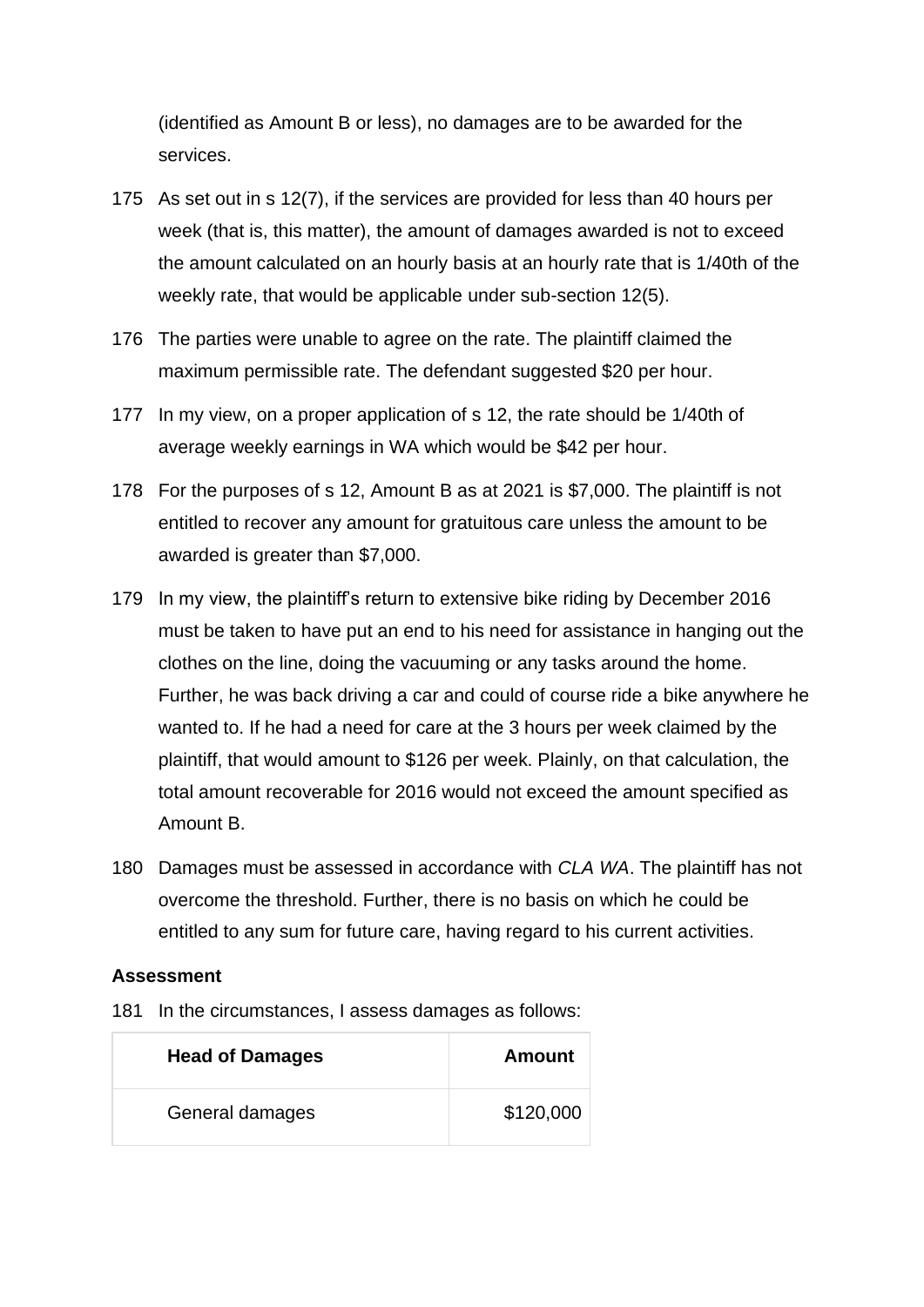(identified as Amount B or less), no damages are to be awarded for the services.

175 As set out in s 12(7), if the services are provided for less than 40 hours per week (that is, this matter), the amount of damages awarded is not to exceed the amount calculated on an hourly basis at an hourly rate that is 1/40th of the weekly rate, that would be applicable under sub-section 12(5).

176 The parties were unable to agree on the rate. The plaintiff claimed the maximum permissible rate. The defendant suggested $20 per hour.

177 In my view, on a proper application of s 12, the rate should be 1/40th of average weekly earnings in WA which would be $42 per hour.

178 For the purposes of s 12, Amount B as at 2021 is $7,000. The plaintiff is not entitled to recover any amount for gratuitous care unless the amount to be awarded is greater than $7,000.

179 In my view, the plaintiff's return to extensive bike riding by December 2016 must be taken to have put an end to his need for assistance in hanging out the clothes on the line, doing the vacuuming or any tasks around the home. Further, he was back driving a car and could of course ride a bike anywhere he wanted to. If he had a need for care at the 3 hours per week claimed by the plaintiff, that would amount to $126 per week. Plainly, on that calculation, the total amount recoverable for 2016 would not exceed the amount specified as Amount B.

180 Damages must be assessed in accordance with *CLA WA*. The plaintiff has not overcome the threshold. Further, there is no basis on which he could be entitled to any sum for future care, having regard to his current activities.

**Assessment**

181 In the circumstances, I assess damages as follows:

| Head of Damages | Amount |
|---|---:|
| General damages | $120,000 |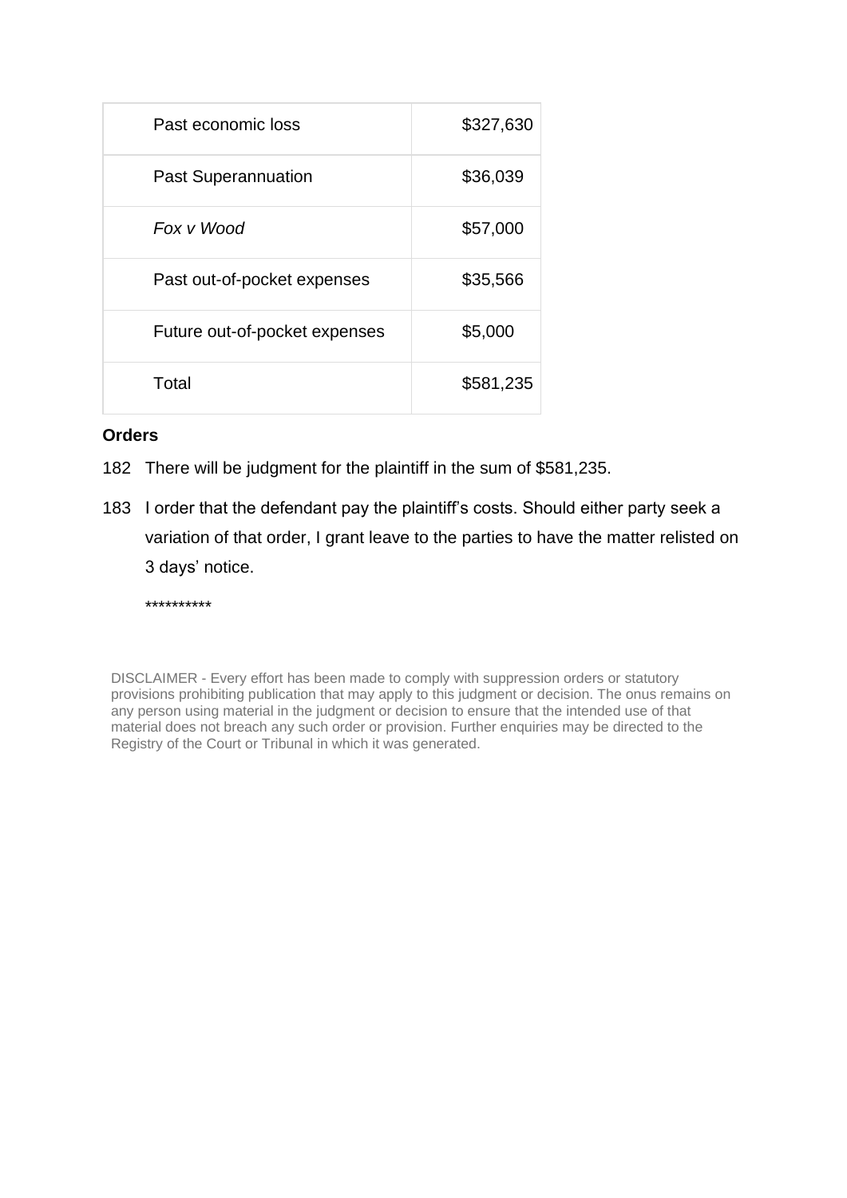| | |
|---|---|
| Past economic loss | $327,630 |
| Past Superannuation | $36,039 |
| *Fox v Wood* | $57,000 |
| Past out-of-pocket expenses | $35,566 |
| Future out-of-pocket expenses | $5,000 |
| Total | $581,235 |

**Orders**

182 There will be judgment for the plaintiff in the sum of $581,235.

183 I order that the defendant pay the plaintiff's costs. Should either party seek a variation of that order, I grant leave to the parties to have the matter relisted on 3 days' notice.

**********

DISCLAIMER - Every effort has been made to comply with suppression orders or statutory provisions prohibiting publication that may apply to this judgment or decision. The onus remains on any person using material in the judgment or decision to ensure that the intended use of that material does not breach any such order or provision. Further enquiries may be directed to the Registry of the Court or Tribunal in which it was generated.